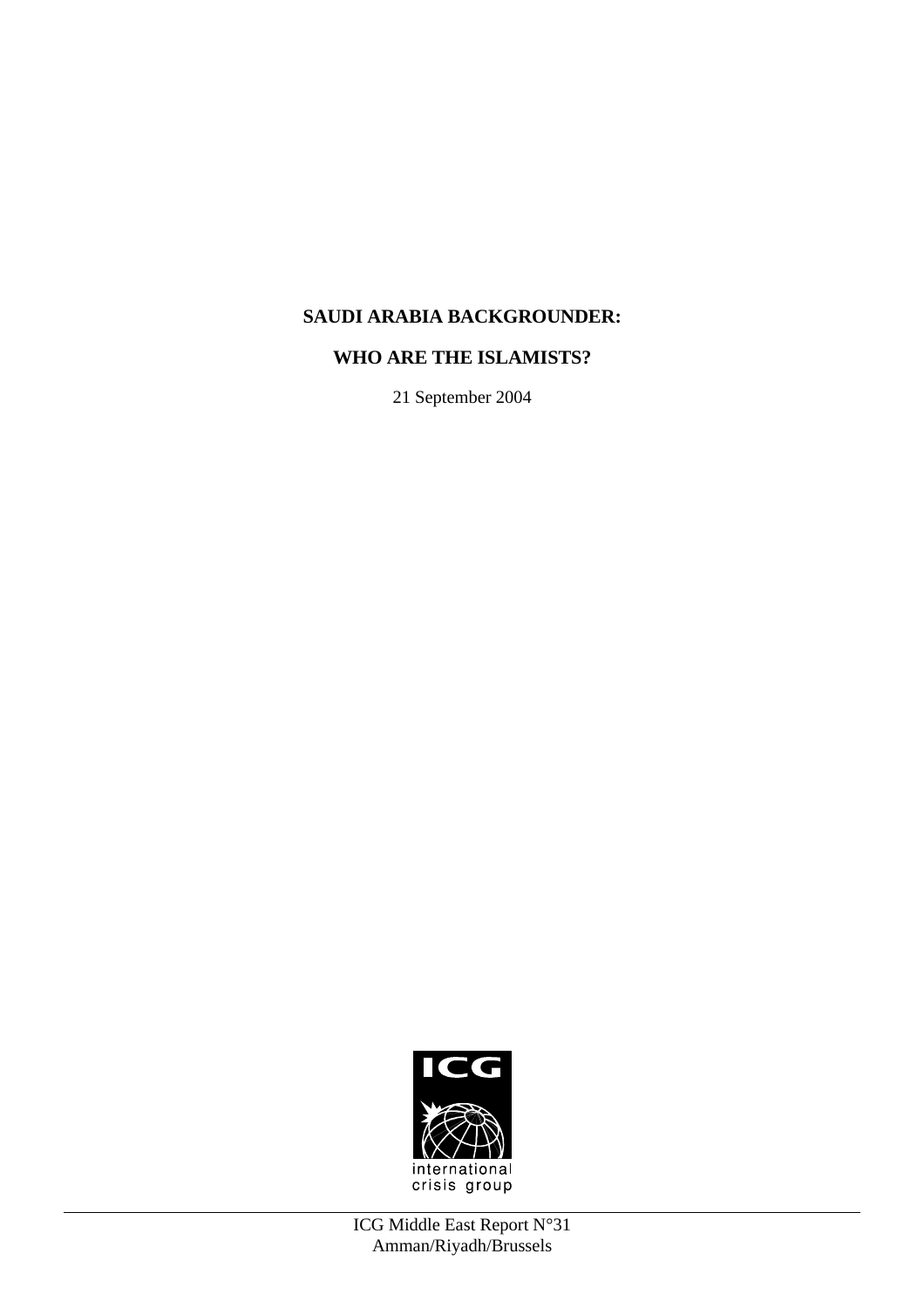# SAUDI ARABIA BACKGROUNDER:

# WHO ARE THE ISLAMISTS?

21 September 2004

ICG

international crisis group

ICG Middle East Report N°31
Amman/Riyadh/Brussels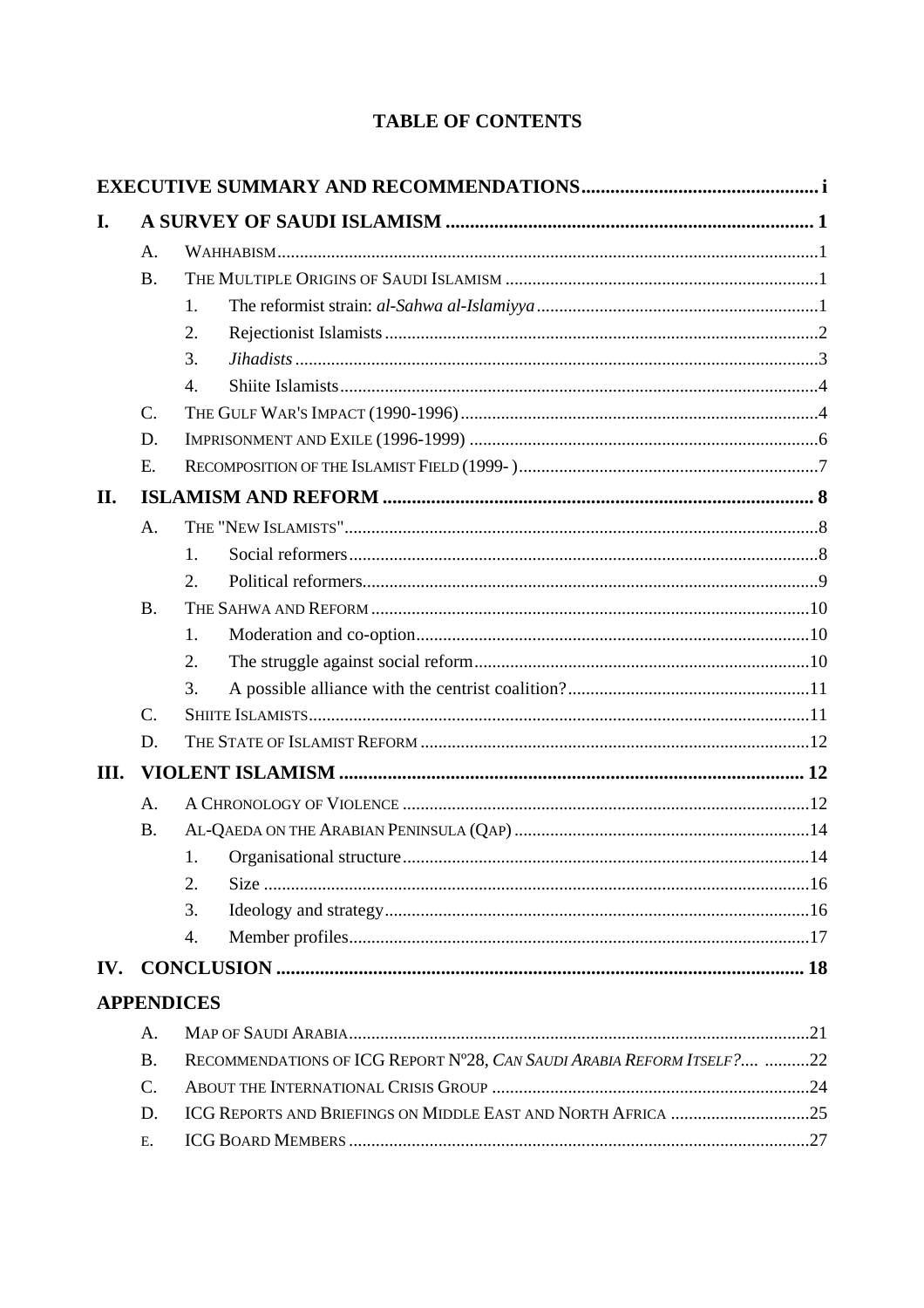# TABLE OF CONTENTS

**EXECUTIVE SUMMARY AND RECOMMENDATIONS** ..... i

**I. A SURVEY OF SAUDI ISLAMISM** ..... 1

- A. WAHHABISM ..... 1
- B. THE MULTIPLE ORIGINS OF SAUDI ISLAMISM ..... 1
  1. The reformist strain: *al-Sahwa al-Islamiyya* ..... 1
  2. Rejectionist Islamists ..... 2
  3. *Jihadists* ..... 3
  4. Shiite Islamists ..... 4
- C. THE GULF WAR'S IMPACT (1990-1996) ..... 4
- D. IMPRISONMENT AND EXILE (1996-1999) ..... 6
- E. RECOMPOSITION OF THE ISLAMIST FIELD (1999- ) ..... 7

**II. ISLAMISM AND REFORM** ..... 8

- A. THE "NEW ISLAMISTS" ..... 8
  1. Social reformers ..... 8
  2. Political reformers ..... 9
- B. THE SAHWA AND REFORM ..... 10
  1. Moderation and co-option ..... 10
  2. The struggle against social reform ..... 10
  3. A possible alliance with the centrist coalition? ..... 11
- C. SHIITE ISLAMISTS ..... 11
- D. THE STATE OF ISLAMIST REFORM ..... 12

**III. VIOLENT ISLAMISM** ..... 12

- A. A CHRONOLOGY OF VIOLENCE ..... 12
- B. AL-QAEDA ON THE ARABIAN PENINSULA (QAP) ..... 14
  1. Organisational structure ..... 14
  2. Size ..... 16
  3. Ideology and strategy ..... 16
  4. Member profiles ..... 17

**IV. CONCLUSION** ..... 18

**APPENDICES**

- A. MAP OF SAUDI ARABIA ..... 21
- B. RECOMMENDATIONS OF ICG REPORT Nº28, *CAN SAUDI ARABIA REFORM ITSELF?* .... ..... 22
- C. ABOUT THE INTERNATIONAL CRISIS GROUP ..... 24
- D. ICG REPORTS AND BRIEFINGS ON MIDDLE EAST AND NORTH AFRICA ..... 25
- E. ICG BOARD MEMBERS ..... 27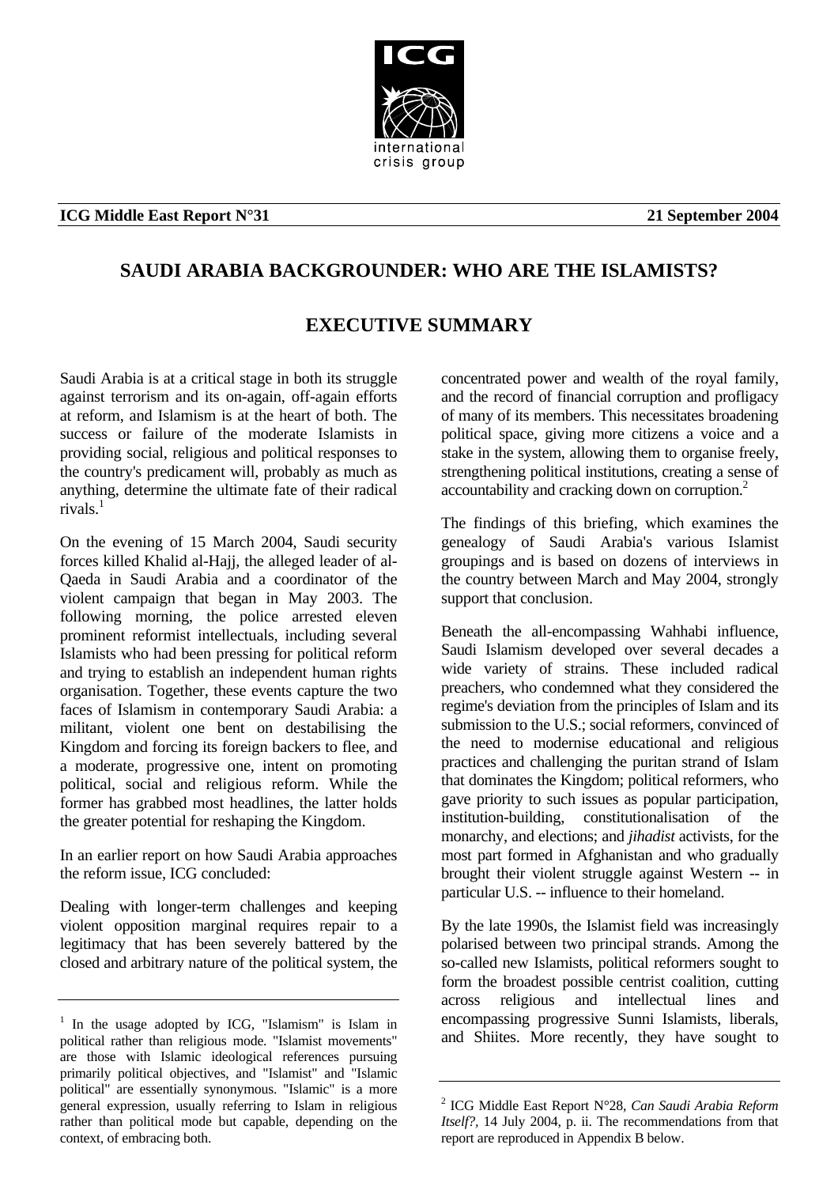**ICG Middle East Report N°31 — 21 September 2004**

# SAUDI ARABIA BACKGROUNDER: WHO ARE THE ISLAMISTS?

## EXECUTIVE SUMMARY

Saudi Arabia is at a critical stage in both its struggle against terrorism and its on-again, off-again efforts at reform, and Islamism is at the heart of both. The success or failure of the moderate Islamists in providing social, religious and political responses to the country's predicament will, probably as much as anything, determine the ultimate fate of their radical rivals.[1]

On the evening of 15 March 2004, Saudi security forces killed Khalid al-Hajj, the alleged leader of al-Qaeda in Saudi Arabia and a coordinator of the violent campaign that began in May 2003. The following morning, the police arrested eleven prominent reformist intellectuals, including several Islamists who had been pressing for political reform and trying to establish an independent human rights organisation. Together, these events capture the two faces of Islamism in contemporary Saudi Arabia: a militant, violent one bent on destabilising the Kingdom and forcing its foreign backers to flee, and a moderate, progressive one, intent on promoting political, social and religious reform. While the former has grabbed most headlines, the latter holds the greater potential for reshaping the Kingdom.

In an earlier report on how Saudi Arabia approaches the reform issue, ICG concluded:

Dealing with longer-term challenges and keeping violent opposition marginal requires repair to a legitimacy that has been severely battered by the closed and arbitrary nature of the political system, the concentrated power and wealth of the royal family, and the record of financial corruption and profligacy of many of its members. This necessitates broadening political space, giving more citizens a voice and a stake in the system, allowing them to organise freely, strengthening political institutions, creating a sense of accountability and cracking down on corruption.[2]

The findings of this briefing, which examines the genealogy of Saudi Arabia's various Islamist groupings and is based on dozens of interviews in the country between March and May 2004, strongly support that conclusion.

Beneath the all-encompassing Wahhabi influence, Saudi Islamism developed over several decades a wide variety of strains. These included radical preachers, who condemned what they considered the regime's deviation from the principles of Islam and its submission to the U.S.; social reformers, convinced of the need to modernise educational and religious practices and challenging the puritan strand of Islam that dominates the Kingdom; political reformers, who gave priority to such issues as popular participation, institution-building, constitutionalisation of the monarchy, and elections; and *jihadist* activists, for the most part formed in Afghanistan and who gradually brought their violent struggle against Western -- in particular U.S. -- influence to their homeland.

By the late 1990s, the Islamist field was increasingly polarised between two principal strands. Among the so-called new Islamists, political reformers sought to form the broadest possible centrist coalition, cutting across religious and intellectual lines and encompassing progressive Sunni Islamists, liberals, and Shiites. More recently, they have sought to

---

[1] In the usage adopted by ICG, "Islamism" is Islam in political rather than religious mode. "Islamist movements" are those with Islamic ideological references pursuing primarily political objectives, and "Islamist" and "Islamic political" are essentially synonymous. "Islamic" is a more general expression, usually referring to Islam in religious rather than political mode but capable, depending on the context, of embracing both.

[2] ICG Middle East Report N°28, *Can Saudi Arabia Reform Itself?*, 14 July 2004, p. ii. The recommendations from that report are reproduced in Appendix B below.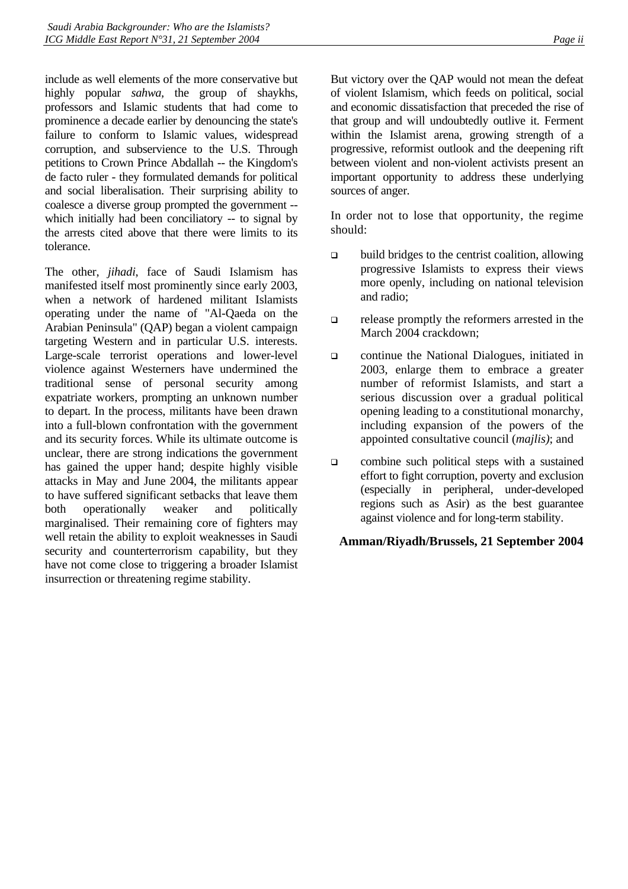include as well elements of the more conservative but highly popular *sahwa*, the group of shaykhs, professors and Islamic students that had come to prominence a decade earlier by denouncing the state's failure to conform to Islamic values, widespread corruption, and subservience to the U.S. Through petitions to Crown Prince Abdallah -- the Kingdom's de facto ruler - they formulated demands for political and social liberalisation. Their surprising ability to coalesce a diverse group prompted the government -- which initially had been conciliatory -- to signal by the arrests cited above that there were limits to its tolerance.

The other, *jihadi*, face of Saudi Islamism has manifested itself most prominently since early 2003, when a network of hardened militant Islamists operating under the name of "Al-Qaeda on the Arabian Peninsula" (QAP) began a violent campaign targeting Western and in particular U.S. interests. Large-scale terrorist operations and lower-level violence against Westerners have undermined the traditional sense of personal security among expatriate workers, prompting an unknown number to depart. In the process, militants have been drawn into a full-blown confrontation with the government and its security forces. While its ultimate outcome is unclear, there are strong indications the government has gained the upper hand; despite highly visible attacks in May and June 2004, the militants appear to have suffered significant setbacks that leave them both operationally weaker and politically marginalised. Their remaining core of fighters may well retain the ability to exploit weaknesses in Saudi security and counterterrorism capability, but they have not come close to triggering a broader Islamist insurrection or threatening regime stability.

But victory over the QAP would not mean the defeat of violent Islamism, which feeds on political, social and economic dissatisfaction that preceded the rise of that group and will undoubtedly outlive it. Ferment within the Islamist arena, growing strength of a progressive, reformist outlook and the deepening rift between violent and non-violent activists present an important opportunity to address these underlying sources of anger.

In order not to lose that opportunity, the regime should:

- build bridges to the centrist coalition, allowing progressive Islamists to express their views more openly, including on national television and radio;
- release promptly the reformers arrested in the March 2004 crackdown;
- continue the National Dialogues, initiated in 2003, enlarge them to embrace a greater number of reformist Islamists, and start a serious discussion over a gradual political opening leading to a constitutional monarchy, including expansion of the powers of the appointed consultative council (*majlis)*; and
- combine such political steps with a sustained effort to fight corruption, poverty and exclusion (especially in peripheral, under-developed regions such as Asir) as the best guarantee against violence and for long-term stability.

**Amman/Riyadh/Brussels, 21 September 2004**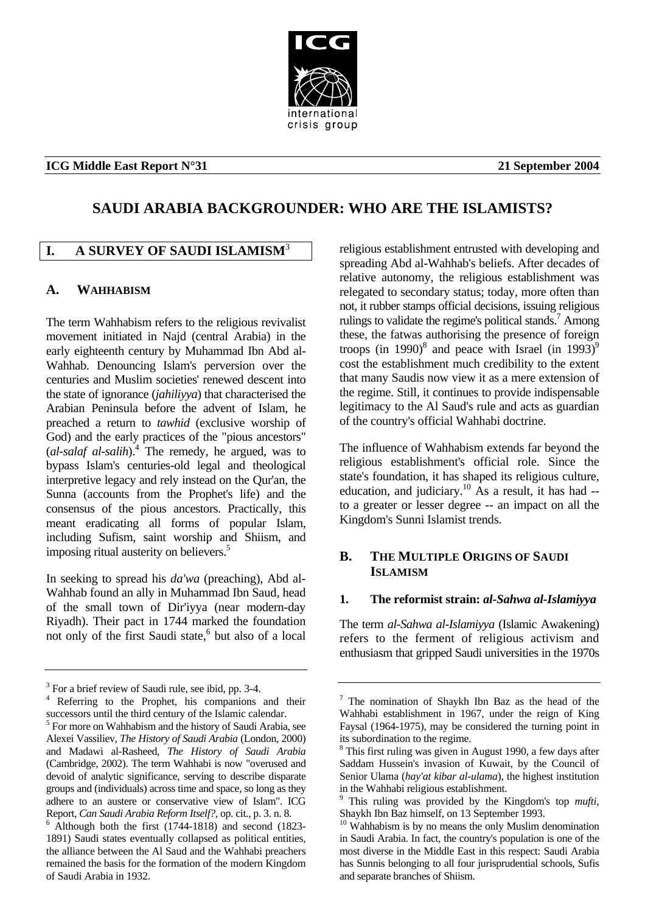ICG Middle East Report N°31 — 21 September 2004

# SAUDI ARABIA BACKGROUNDER: WHO ARE THE ISLAMISTS?

## I. A SURVEY OF SAUDI ISLAMISM[3]

### A. WAHHABISM

The term Wahhabism refers to the religious revivalist movement initiated in Najd (central Arabia) in the early eighteenth century by Muhammad Ibn Abd al-Wahhab. Denouncing Islam's perversion over the centuries and Muslim societies' renewed descent into the state of ignorance (*jahiliyya*) that characterised the Arabian Peninsula before the advent of Islam, he preached a return to *tawhid* (exclusive worship of God) and the early practices of the "pious ancestors" (*al-salaf al-salih*).[4] The remedy, he argued, was to bypass Islam's centuries-old legal and theological interpretive legacy and rely instead on the Qur'an, the Sunna (accounts from the Prophet's life) and the consensus of the pious ancestors. Practically, this meant eradicating all forms of popular Islam, including Sufism, saint worship and Shiism, and imposing ritual austerity on believers.[5]

In seeking to spread his *da'wa* (preaching), Abd al-Wahhab found an ally in Muhammad Ibn Saud, head of the small town of Dir'iyya (near modern-day Riyadh). Their pact in 1744 marked the foundation not only of the first Saudi state,[6] but also of a local religious establishment entrusted with developing and spreading Abd al-Wahhab's beliefs. After decades of relative autonomy, the religious establishment was relegated to secondary status; today, more often than not, it rubber stamps official decisions, issuing religious rulings to validate the regime's political stands.[7] Among these, the fatwas authorising the presence of foreign troops (in 1990)[8] and peace with Israel (in 1993)[9] cost the establishment much credibility to the extent that many Saudis now view it as a mere extension of the regime. Still, it continues to provide indispensable legitimacy to the Al Saud's rule and acts as guardian of the country's official Wahhabi doctrine.

The influence of Wahhabism extends far beyond the religious establishment's official role. Since the state's foundation, it has shaped its religious culture, education, and judiciary.[10] As a result, it has had -- to a greater or lesser degree -- an impact on all the Kingdom's Sunni Islamist trends.

### B. THE MULTIPLE ORIGINS OF SAUDI ISLAMISM

#### 1. The reformist strain: *al-Sahwa al-Islamiyya*

The term *al-Sahwa al-Islamiyya* (Islamic Awakening) refers to the ferment of religious activism and enthusiasm that gripped Saudi universities in the 1970s

---

[3] For a brief review of Saudi rule, see ibid, pp. 3-4.

[4] Referring to the Prophet, his companions and their successors until the third century of the Islamic calendar.

[5] For more on Wahhabism and the history of Saudi Arabia, see Alexei Vassiliev, *The History of Saudi Arabia* (London, 2000) and Madawi al-Rasheed, *The History of Saudi Arabia* (Cambridge, 2002). The term Wahhabi is now "overused and devoid of analytic significance, serving to describe disparate groups and (individuals) across time and space, so long as they adhere to an austere or conservative view of Islam". ICG Report, *Can Saudi Arabia Reform Itself?*, op. cit., p. 3. n. 8.

[6] Although both the first (1744-1818) and second (1823-1891) Saudi states eventually collapsed as political entities, the alliance between the Al Saud and the Wahhabi preachers remained the basis for the formation of the modern Kingdom of Saudi Arabia in 1932.

[7] The nomination of Shaykh Ibn Baz as the head of the Wahhabi establishment in 1967, under the reign of King Faysal (1964-1975), may be considered the turning point in its subordination to the regime.

[8] This first ruling was given in August 1990, a few days after Saddam Hussein's invasion of Kuwait, by the Council of Senior Ulama (*hay'at kibar al-ulama*), the highest institution in the Wahhabi religious establishment.

[9] This ruling was provided by the Kingdom's top *mufti*, Shaykh Ibn Baz himself, on 13 September 1993.

[10] Wahhabism is by no means the only Muslim denomination in Saudi Arabia. In fact, the country's population is one of the most diverse in the Middle East in this respect: Saudi Arabia has Sunnis belonging to all four jurisprudential schools, Sufis and separate branches of Shiism.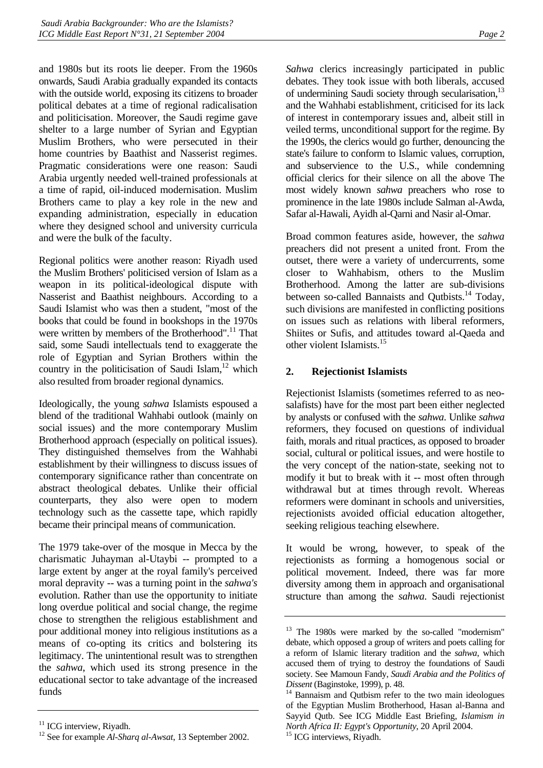and 1980s but its roots lie deeper. From the 1960s onwards, Saudi Arabia gradually expanded its contacts with the outside world, exposing its citizens to broader political debates at a time of regional radicalisation and politicisation. Moreover, the Saudi regime gave shelter to a large number of Syrian and Egyptian Muslim Brothers, who were persecuted in their home countries by Baathist and Nasserist regimes. Pragmatic considerations were one reason: Saudi Arabia urgently needed well-trained professionals at a time of rapid, oil-induced modernisation. Muslim Brothers came to play a key role in the new and expanding administration, especially in education where they designed school and university curricula and were the bulk of the faculty.

Regional politics were another reason: Riyadh used the Muslim Brothers' politicised version of Islam as a weapon in its political-ideological dispute with Nasserist and Baathist neighbours. According to a Saudi Islamist who was then a student, "most of the books that could be found in bookshops in the 1970s were written by members of the Brotherhood".[11] That said, some Saudi intellectuals tend to exaggerate the role of Egyptian and Syrian Brothers within the country in the politicisation of Saudi Islam,[12] which also resulted from broader regional dynamics.

Ideologically, the young *sahwa* Islamists espoused a blend of the traditional Wahhabi outlook (mainly on social issues) and the more contemporary Muslim Brotherhood approach (especially on political issues). They distinguished themselves from the Wahhabi establishment by their willingness to discuss issues of contemporary significance rather than concentrate on abstract theological debates. Unlike their official counterparts, they also were open to modern technology such as the cassette tape, which rapidly became their principal means of communication.

The 1979 take-over of the mosque in Mecca by the charismatic Juhayman al-Utaybi -- prompted to a large extent by anger at the royal family's perceived moral depravity -- was a turning point in the *sahwa's* evolution. Rather than use the opportunity to initiate long overdue political and social change, the regime chose to strengthen the religious establishment and pour additional money into religious institutions as a means of co-opting its critics and bolstering its legitimacy. The unintentional result was to strengthen the *sahwa*, which used its strong presence in the educational sector to take advantage of the increased funds

*Sahwa* clerics increasingly participated in public debates. They took issue with both liberals, accused of undermining Saudi society through secularisation,[13] and the Wahhabi establishment, criticised for its lack of interest in contemporary issues and, albeit still in veiled terms, unconditional support for the regime. By the 1990s, the clerics would go further, denouncing the state's failure to conform to Islamic values, corruption, and subservience to the U.S., while condemning official clerics for their silence on all the above The most widely known *sahwa* preachers who rose to prominence in the late 1980s include Salman al-Awda, Safar al-Hawali, Ayidh al-Qarni and Nasir al-Omar.

Broad common features aside, however, the *sahwa* preachers did not present a united front. From the outset, there were a variety of undercurrents, some closer to Wahhabism, others to the Muslim Brotherhood. Among the latter are sub-divisions between so-called Bannaists and Qutbists.[14] Today, such divisions are manifested in conflicting positions on issues such as relations with liberal reformers, Shiites or Sufis, and attitudes toward al-Qaeda and other violent Islamists.[15]

## 2. Rejectionist Islamists

Rejectionist Islamists (sometimes referred to as neo-salafists) have for the most part been either neglected by analysts or confused with the *sahwa*. Unlike *sahwa* reformers, they focused on questions of individual faith, morals and ritual practices, as opposed to broader social, cultural or political issues, and were hostile to the very concept of the nation-state, seeking not to modify it but to break with it -- most often through withdrawal but at times through revolt. Whereas reformers were dominant in schools and universities, rejectionists avoided official education altogether, seeking religious teaching elsewhere.

It would be wrong, however, to speak of the rejectionists as forming a homogenous social or political movement. Indeed, there was far more diversity among them in approach and organisational structure than among the *sahwa*. Saudi rejectionist

---

[11] ICG interview, Riyadh.

[12] See for example *Al-Sharq al-Awsat*, 13 September 2002.

[13] The 1980s were marked by the so-called "modernism" debate, which opposed a group of writers and poets calling for a reform of Islamic literary tradition and the *sahwa*, which accused them of trying to destroy the foundations of Saudi society. See Mamoun Fandy, *Saudi Arabia and the Politics of Dissent* (Baginstoke, 1999), p. 48.

[14] Bannaism and Qutbism refer to the two main ideologues of the Egyptian Muslim Brotherhood, Hasan al-Banna and Sayyid Qutb. See ICG Middle East Briefing, *Islamism in North Africa II: Egypt's Opportunity*, 20 April 2004.

[15] ICG interviews, Riyadh.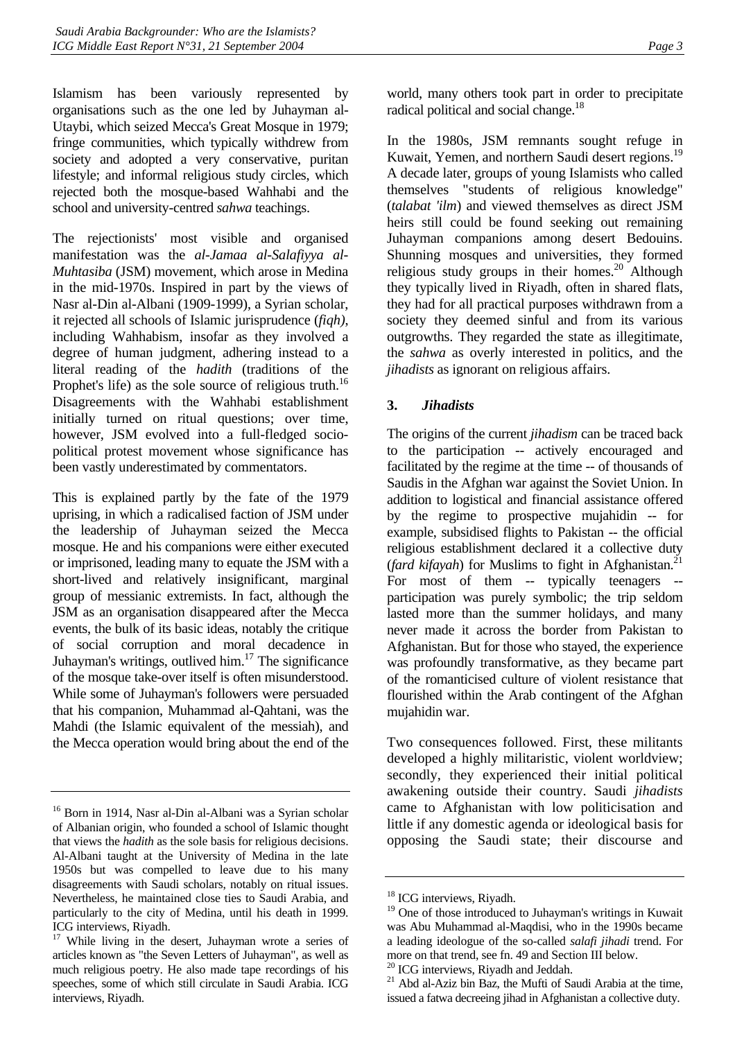Islamism has been variously represented by organisations such as the one led by Juhayman al-Utaybi, which seized Mecca's Great Mosque in 1979; fringe communities, which typically withdrew from society and adopted a very conservative, puritan lifestyle; and informal religious study circles, which rejected both the mosque-based Wahhabi and the school and university-centred *sahwa* teachings.

The rejectionists' most visible and organised manifestation was the *al-Jamaa al-Salafiyya al-Muhtasiba* (JSM) movement, which arose in Medina in the mid-1970s. Inspired in part by the views of Nasr al-Din al-Albani (1909-1999), a Syrian scholar, it rejected all schools of Islamic jurisprudence (*fiqh)*, including Wahhabism, insofar as they involved a degree of human judgment, adhering instead to a literal reading of the *hadith* (traditions of the Prophet's life) as the sole source of religious truth.[16] Disagreements with the Wahhabi establishment initially turned on ritual questions; over time, however, JSM evolved into a full-fledged socio-political protest movement whose significance has been vastly underestimated by commentators.

This is explained partly by the fate of the 1979 uprising, in which a radicalised faction of JSM under the leadership of Juhayman seized the Mecca mosque. He and his companions were either executed or imprisoned, leading many to equate the JSM with a short-lived and relatively insignificant, marginal group of messianic extremists. In fact, although the JSM as an organisation disappeared after the Mecca events, the bulk of its basic ideas, notably the critique of social corruption and moral decadence in Juhayman's writings, outlived him.[17] The significance of the mosque take-over itself is often misunderstood. While some of Juhayman's followers were persuaded that his companion, Muhammad al-Qahtani, was the Mahdi (the Islamic equivalent of the messiah), and the Mecca operation would bring about the end of the world, many others took part in order to precipitate radical political and social change.[18]

In the 1980s, JSM remnants sought refuge in Kuwait, Yemen, and northern Saudi desert regions.[19] A decade later, groups of young Islamists who called themselves "students of religious knowledge" (*talabat 'ilm*) and viewed themselves as direct JSM heirs still could be found seeking out remaining Juhayman companions among desert Bedouins. Shunning mosques and universities, they formed religious study groups in their homes.[20] Although they typically lived in Riyadh, often in shared flats, they had for all practical purposes withdrawn from a society they deemed sinful and from its various outgrowths. They regarded the state as illegitimate, the *sahwa* as overly interested in politics, and the *jihadists* as ignorant on religious affairs.

### 3. *Jihadists*

The origins of the current *jihadism* can be traced back to the participation -- actively encouraged and facilitated by the regime at the time -- of thousands of Saudis in the Afghan war against the Soviet Union. In addition to logistical and financial assistance offered by the regime to prospective mujahidin -- for example, subsidised flights to Pakistan -- the official religious establishment declared it a collective duty (*fard kifayah*) for Muslims to fight in Afghanistan.[21] For most of them -- typically teenagers -- participation was purely symbolic; the trip seldom lasted more than the summer holidays, and many never made it across the border from Pakistan to Afghanistan. But for those who stayed, the experience was profoundly transformative, as they became part of the romanticised culture of violent resistance that flourished within the Arab contingent of the Afghan mujahidin war.

Two consequences followed. First, these militants developed a highly militaristic, violent worldview; secondly, they experienced their initial political awakening outside their country. Saudi *jihadists* came to Afghanistan with low politicisation and little if any domestic agenda or ideological basis for opposing the Saudi state; their discourse and

---

[16] Born in 1914, Nasr al-Din al-Albani was a Syrian scholar of Albanian origin, who founded a school of Islamic thought that views the *hadith* as the sole basis for religious decisions. Al-Albani taught at the University of Medina in the late 1950s but was compelled to leave due to his many disagreements with Saudi scholars, notably on ritual issues. Nevertheless, he maintained close ties to Saudi Arabia, and particularly to the city of Medina, until his death in 1999. ICG interviews, Riyadh.

[17] While living in the desert, Juhayman wrote a series of articles known as "the Seven Letters of Juhayman", as well as much religious poetry. He also made tape recordings of his speeches, some of which still circulate in Saudi Arabia. ICG interviews, Riyadh.

[18] ICG interviews, Riyadh.

[19] One of those introduced to Juhayman's writings in Kuwait was Abu Muhammad al-Maqdisi, who in the 1990s became a leading ideologue of the so-called *salafi jihadi* trend. For more on that trend, see fn. 49 and Section III below.

[20] ICG interviews, Riyadh and Jeddah.

[21] Abd al-Aziz bin Baz, the Mufti of Saudi Arabia at the time, issued a fatwa decreeing jihad in Afghanistan a collective duty.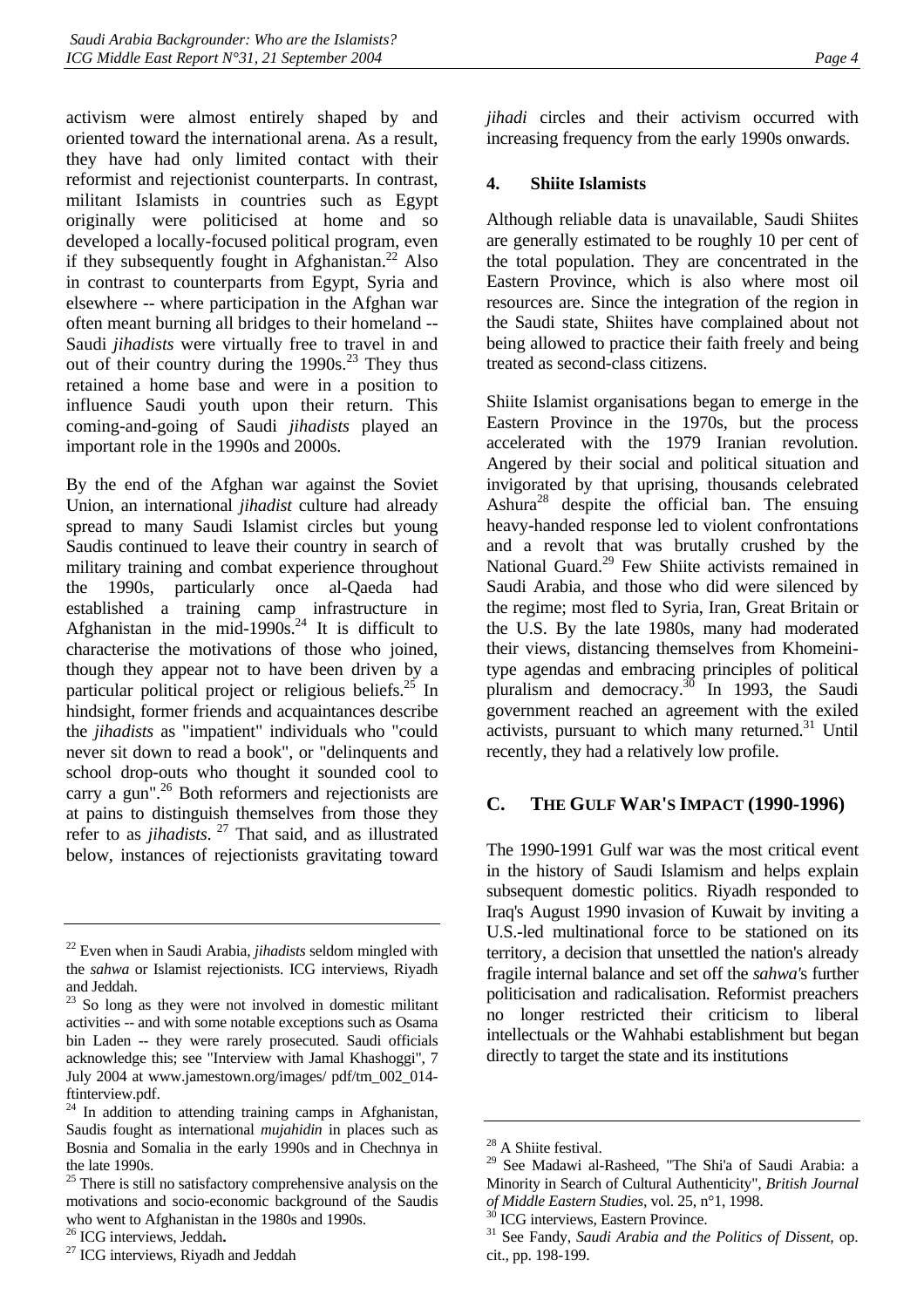activism were almost entirely shaped by and oriented toward the international arena. As a result, they have had only limited contact with their reformist and rejectionist counterparts. In contrast, militant Islamists in countries such as Egypt originally were politicised at home and so developed a locally-focused political program, even if they subsequently fought in Afghanistan.[22] Also in contrast to counterparts from Egypt, Syria and elsewhere -- where participation in the Afghan war often meant burning all bridges to their homeland -- Saudi *jihadists* were virtually free to travel in and out of their country during the 1990s.[23] They thus retained a home base and were in a position to influence Saudi youth upon their return. This coming-and-going of Saudi *jihadists* played an important role in the 1990s and 2000s.

By the end of the Afghan war against the Soviet Union, an international *jihadist* culture had already spread to many Saudi Islamist circles but young Saudis continued to leave their country in search of military training and combat experience throughout the 1990s, particularly once al-Qaeda had established a training camp infrastructure in Afghanistan in the mid-1990s.[24] It is difficult to characterise the motivations of those who joined, though they appear not to have been driven by a particular political project or religious beliefs.[25] In hindsight, former friends and acquaintances describe the *jihadists* as "impatient" individuals who "could never sit down to read a book", or "delinquents and school drop-outs who thought it sounded cool to carry a gun".[26] Both reformers and rejectionists are at pains to distinguish themselves from those they refer to as *jihadists*.[27] That said, and as illustrated below, instances of rejectionists gravitating toward *jihadi* circles and their activism occurred with increasing frequency from the early 1990s onwards.

### 4. Shiite Islamists

Although reliable data is unavailable, Saudi Shiites are generally estimated to be roughly 10 per cent of the total population. They are concentrated in the Eastern Province, which is also where most oil resources are. Since the integration of the region in the Saudi state, Shiites have complained about not being allowed to practice their faith freely and being treated as second-class citizens.

Shiite Islamist organisations began to emerge in the Eastern Province in the 1970s, but the process accelerated with the 1979 Iranian revolution. Angered by their social and political situation and invigorated by that uprising, thousands celebrated Ashura[28] despite the official ban. The ensuing heavy-handed response led to violent confrontations and a revolt that was brutally crushed by the National Guard.[29] Few Shiite activists remained in Saudi Arabia, and those who did were silenced by the regime; most fled to Syria, Iran, Great Britain or the U.S. By the late 1980s, many had moderated their views, distancing themselves from Khomeini-type agendas and embracing principles of political pluralism and democracy.[30] In 1993, the Saudi government reached an agreement with the exiled activists, pursuant to which many returned.[31] Until recently, they had a relatively low profile.

## C. The Gulf War's Impact (1990-1996)

The 1990-1991 Gulf war was the most critical event in the history of Saudi Islamism and helps explain subsequent domestic politics. Riyadh responded to Iraq's August 1990 invasion of Kuwait by inviting a U.S.-led multinational force to be stationed on its territory, a decision that unsettled the nation's already fragile internal balance and set off the *sahwa*'s further politicisation and radicalisation. Reformist preachers no longer restricted their criticism to liberal intellectuals or the Wahhabi establishment but began directly to target the state and its institutions

---

[22] Even when in Saudi Arabia, *jihadists* seldom mingled with the *sahwa* or Islamist rejectionists. ICG interviews, Riyadh and Jeddah.

[23] So long as they were not involved in domestic militant activities -- and with some notable exceptions such as Osama bin Laden -- they were rarely prosecuted. Saudi officials acknowledge this; see "Interview with Jamal Khashoggi", 7 July 2004 at www.jamestown.org/images/ pdf/tm_002_014-ftinterview.pdf.

[24] In addition to attending training camps in Afghanistan, Saudis fought as international *mujahidin* in places such as Bosnia and Somalia in the early 1990s and in Chechnya in the late 1990s.

[25] There is still no satisfactory comprehensive analysis on the motivations and socio-economic background of the Saudis who went to Afghanistan in the 1980s and 1990s.

[26] ICG interviews, Jeddah.

[27] ICG interviews, Riyadh and Jeddah

[28] A Shiite festival.

[29] See Madawi al-Rasheed, "The Shi'a of Saudi Arabia: a Minority in Search of Cultural Authenticity", *British Journal of Middle Eastern Studies*, vol. 25, n°1, 1998.

[30] ICG interviews, Eastern Province.

[31] See Fandy, *Saudi Arabia and the Politics of Dissent*, op. cit., pp. 198-199.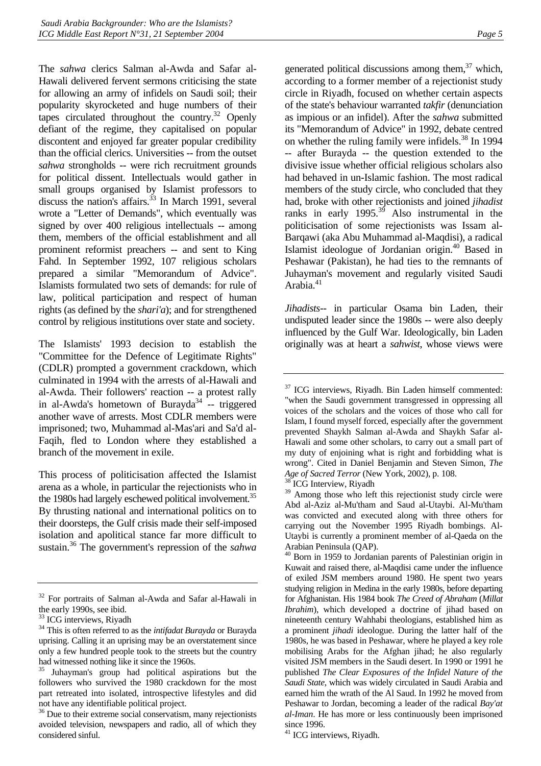The *sahwa* clerics Salman al-Awda and Safar al-Hawali delivered fervent sermons criticising the state for allowing an army of infidels on Saudi soil; their popularity skyrocketed and huge numbers of their tapes circulated throughout the country.[32] Openly defiant of the regime, they capitalised on popular discontent and enjoyed far greater popular credibility than the official clerics. Universities -- from the outset *sahwa* strongholds -- were rich recruitment grounds for political dissent. Intellectuals would gather in small groups organised by Islamist professors to discuss the nation's affairs.[33] In March 1991, several wrote a "Letter of Demands", which eventually was signed by over 400 religious intellectuals -- among them, members of the official establishment and all prominent reformist preachers -- and sent to King Fahd. In September 1992, 107 religious scholars prepared a similar "Memorandum of Advice". Islamists formulated two sets of demands: for rule of law, political participation and respect of human rights (as defined by the *shari'a*); and for strengthened control by religious institutions over state and society.

The Islamists' 1993 decision to establish the "Committee for the Defence of Legitimate Rights" (CDLR) prompted a government crackdown, which culminated in 1994 with the arrests of al-Hawali and al-Awda. Their followers' reaction -- a protest rally in al-Awda's hometown of Burayda[34] -- triggered another wave of arrests. Most CDLR members were imprisoned; two, Muhammad al-Mas'ari and Sa'd al-Faqih, fled to London where they established a branch of the movement in exile.

This process of politicisation affected the Islamist arena as a whole, in particular the rejectionists who in the 1980s had largely eschewed political involvement.[35] By thrusting national and international politics on to their doorsteps, the Gulf crisis made their self-imposed isolation and apolitical stance far more difficult to sustain.[36] The government's repression of the *sahwa* generated political discussions among them,[37] which, according to a former member of a rejectionist study circle in Riyadh, focused on whether certain aspects of the state's behaviour warranted *takfir* (denunciation as impious or an infidel). After the *sahwa* submitted its "Memorandum of Advice" in 1992, debate centred on whether the ruling family were infidels.[38] In 1994 -- after Burayda -- the question extended to the divisive issue whether official religious scholars also had behaved in un-Islamic fashion. The most radical members of the study circle, who concluded that they had, broke with other rejectionists and joined *jihadist* ranks in early 1995.[39] Also instrumental in the politicisation of some rejectionists was Issam al-Barqawi (aka Abu Muhammad al-Maqdisi), a radical Islamist ideologue of Jordanian origin.[40] Based in Peshawar (Pakistan), he had ties to the remnants of Juhayman's movement and regularly visited Saudi Arabia.[41]

*Jihadists*-- in particular Osama bin Laden, their undisputed leader since the 1980s -- were also deeply influenced by the Gulf War. Ideologically, bin Laden originally was at heart a *sahwist*, whose views were

---

[32] For portraits of Salman al-Awda and Safar al-Hawali in the early 1990s, see ibid.

[33] ICG interviews, Riyadh

[34] This is often referred to as the *intifadat Burayda* or Burayda uprising. Calling it an uprising may be an overstatement since only a few hundred people took to the streets but the country had witnessed nothing like it since the 1960s.

[35] Juhayman's group had political aspirations but the followers who survived the 1980 crackdown for the most part retreated into isolated, introspective lifestyles and did not have any identifiable political project.

[36] Due to their extreme social conservatism, many rejectionists avoided television, newspapers and radio, all of which they considered sinful.

[37] ICG interviews, Riyadh. Bin Laden himself commented: "when the Saudi government transgressed in oppressing all voices of the scholars and the voices of those who call for Islam, I found myself forced, especially after the government prevented Shaykh Salman al-Awda and Shaykh Safar al-Hawali and some other scholars, to carry out a small part of my duty of enjoining what is right and forbidding what is wrong". Cited in Daniel Benjamin and Steven Simon, *The Age of Sacred Terror* (New York, 2002), p. 108.

[38] ICG Interview, Riyadh

[39] Among those who left this rejectionist study circle were Abd al-Aziz al-Mu'tham and Saud al-Utaybi. Al-Mu'tham was convicted and executed along with three others for carrying out the November 1995 Riyadh bombings. Al-Utaybi is currently a prominent member of al-Qaeda on the Arabian Peninsula (QAP).

[40] Born in 1959 to Jordanian parents of Palestinian origin in Kuwait and raised there, al-Maqdisi came under the influence of exiled JSM members around 1980. He spent two years studying religion in Medina in the early 1980s, before departing for Afghanistan. His 1984 book *The Creed of Abraham* (*Millat Ibrahim*), which developed a doctrine of jihad based on nineteenth century Wahhabi theologians, established him as a prominent *jihadi* ideologue. During the latter half of the 1980s, he was based in Peshawar, where he played a key role mobilising Arabs for the Afghan jihad; he also regularly visited JSM members in the Saudi desert. In 1990 or 1991 he published *The Clear Exposures of the Infidel Nature of the Saudi State*, which was widely circulated in Saudi Arabia and earned him the wrath of the Al Saud. In 1992 he moved from Peshawar to Jordan, becoming a leader of the radical *Bay'at al-Iman*. He has more or less continuously been imprisoned since 1996.

[41] ICG interviews, Riyadh.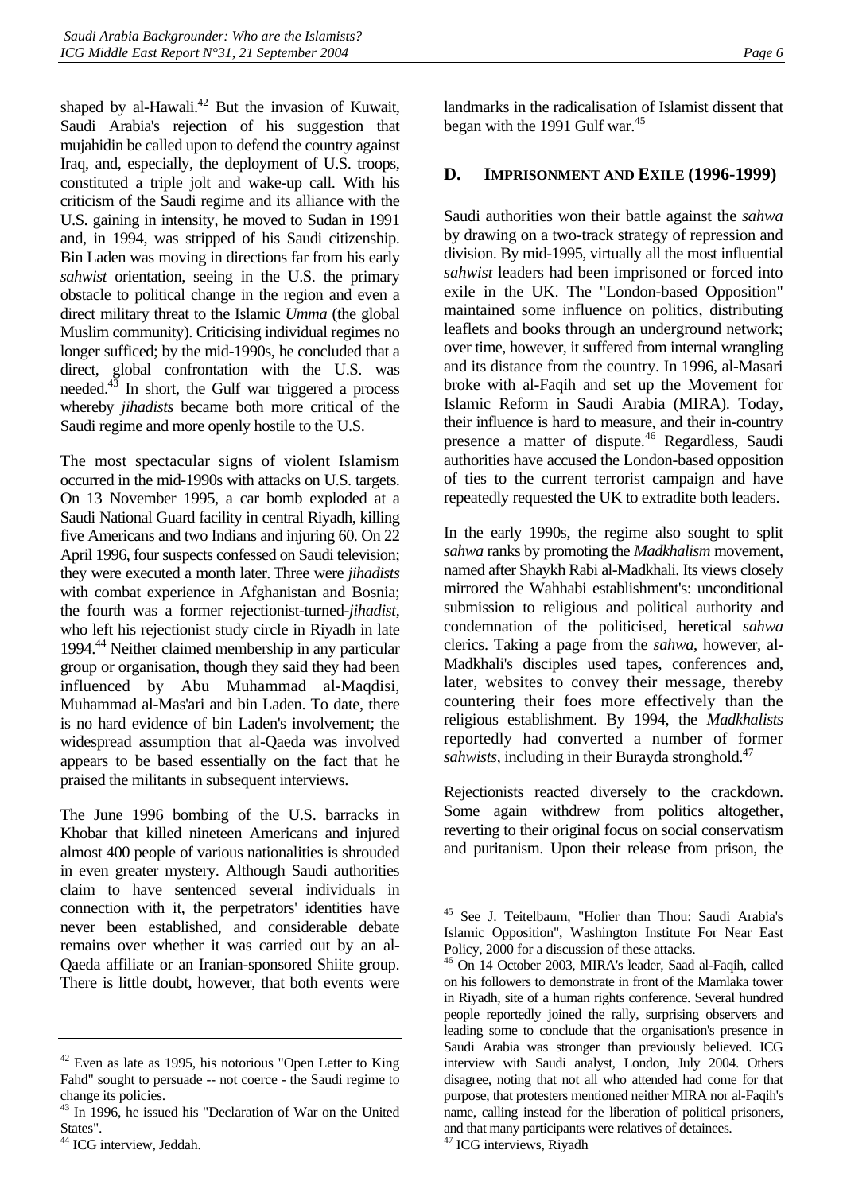shaped by al-Hawali.[42] But the invasion of Kuwait, Saudi Arabia's rejection of his suggestion that mujahidin be called upon to defend the country against Iraq, and, especially, the deployment of U.S. troops, constituted a triple jolt and wake-up call. With his criticism of the Saudi regime and its alliance with the U.S. gaining in intensity, he moved to Sudan in 1991 and, in 1994, was stripped of his Saudi citizenship. Bin Laden was moving in directions far from his early *sahwist* orientation, seeing in the U.S. the primary obstacle to political change in the region and even a direct military threat to the Islamic *Umma* (the global Muslim community). Criticising individual regimes no longer sufficed; by the mid-1990s, he concluded that a direct, global confrontation with the U.S. was needed.[43] In short, the Gulf war triggered a process whereby *jihadists* became both more critical of the Saudi regime and more openly hostile to the U.S.

The most spectacular signs of violent Islamism occurred in the mid-1990s with attacks on U.S. targets. On 13 November 1995, a car bomb exploded at a Saudi National Guard facility in central Riyadh, killing five Americans and two Indians and injuring 60. On 22 April 1996, four suspects confessed on Saudi television; they were executed a month later. Three were *jihadists* with combat experience in Afghanistan and Bosnia; the fourth was a former rejectionist-turned-*jihadist*, who left his rejectionist study circle in Riyadh in late 1994.[44] Neither claimed membership in any particular group or organisation, though they said they had been influenced by Abu Muhammad al-Maqdisi, Muhammad al-Mas'ari and bin Laden. To date, there is no hard evidence of bin Laden's involvement; the widespread assumption that al-Qaeda was involved appears to be based essentially on the fact that he praised the militants in subsequent interviews.

The June 1996 bombing of the U.S. barracks in Khobar that killed nineteen Americans and injured almost 400 people of various nationalities is shrouded in even greater mystery. Although Saudi authorities claim to have sentenced several individuals in connection with it, the perpetrators' identities have never been established, and considerable debate remains over whether it was carried out by an al-Qaeda affiliate or an Iranian-sponsored Shiite group. There is little doubt, however, that both events were landmarks in the radicalisation of Islamist dissent that began with the 1991 Gulf war.[45]

## D. IMPRISONMENT AND EXILE (1996-1999)

Saudi authorities won their battle against the *sahwa* by drawing on a two-track strategy of repression and division. By mid-1995, virtually all the most influential *sahwist* leaders had been imprisoned or forced into exile in the UK. The "London-based Opposition" maintained some influence on politics, distributing leaflets and books through an underground network; over time, however, it suffered from internal wrangling and its distance from the country. In 1996, al-Masari broke with al-Faqih and set up the Movement for Islamic Reform in Saudi Arabia (MIRA). Today, their influence is hard to measure, and their in-country presence a matter of dispute.[46] Regardless, Saudi authorities have accused the London-based opposition of ties to the current terrorist campaign and have repeatedly requested the UK to extradite both leaders.

In the early 1990s, the regime also sought to split *sahwa* ranks by promoting the *Madkhalism* movement, named after Shaykh Rabi al-Madkhali. Its views closely mirrored the Wahhabi establishment's: unconditional submission to religious and political authority and condemnation of the politicised, heretical *sahwa* clerics. Taking a page from the *sahwa*, however, al-Madkhali's disciples used tapes, conferences and, later, websites to convey their message, thereby countering their foes more effectively than the religious establishment. By 1994, the *Madkhalists* reportedly had converted a number of former *sahwists*, including in their Burayda stronghold.[47]

Rejectionists reacted diversely to the crackdown. Some again withdrew from politics altogether, reverting to their original focus on social conservatism and puritanism. Upon their release from prison, the

---

[42] Even as late as 1995, his notorious "Open Letter to King Fahd" sought to persuade -- not coerce - the Saudi regime to change its policies.

[43] In 1996, he issued his "Declaration of War on the United States".

[44] ICG interview, Jeddah.

[45] See J. Teitelbaum, "Holier than Thou: Saudi Arabia's Islamic Opposition", Washington Institute For Near East Policy, 2000 for a discussion of these attacks.

[46] On 14 October 2003, MIRA's leader, Saad al-Faqih, called on his followers to demonstrate in front of the Mamlaka tower in Riyadh, site of a human rights conference. Several hundred people reportedly joined the rally, surprising observers and leading some to conclude that the organisation's presence in Saudi Arabia was stronger than previously believed. ICG interview with Saudi analyst, London, July 2004. Others disagree, noting that not all who attended had come for that purpose, that protesters mentioned neither MIRA nor al-Faqih's name, calling instead for the liberation of political prisoners, and that many participants were relatives of detainees.

[47] ICG interviews, Riyadh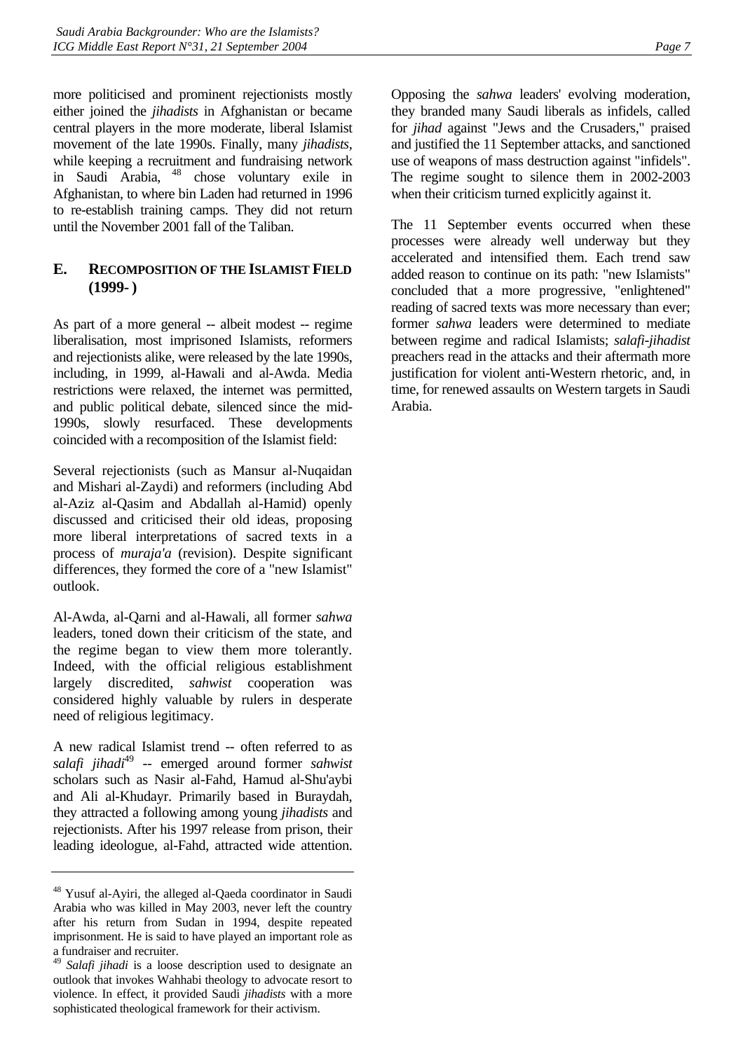more politicised and prominent rejectionists mostly either joined the *jihadists* in Afghanistan or became central players in the more moderate, liberal Islamist movement of the late 1990s. Finally, many *jihadists*, while keeping a recruitment and fundraising network in Saudi Arabia,[48] chose voluntary exile in Afghanistan, to where bin Laden had returned in 1996 to re-establish training camps. They did not return until the November 2001 fall of the Taliban.

### E. RECOMPOSITION OF THE ISLAMIST FIELD (1999- )

As part of a more general -- albeit modest -- regime liberalisation, most imprisoned Islamists, reformers and rejectionists alike, were released by the late 1990s, including, in 1999, al-Hawali and al-Awda. Media restrictions were relaxed, the internet was permitted, and public political debate, silenced since the mid-1990s, slowly resurfaced. These developments coincided with a recomposition of the Islamist field:

Several rejectionists (such as Mansur al-Nuqaidan and Mishari al-Zaydi) and reformers (including Abd al-Aziz al-Qasim and Abdallah al-Hamid) openly discussed and criticised their old ideas, proposing more liberal interpretations of sacred texts in a process of *muraja'a* (revision). Despite significant differences, they formed the core of a "new Islamist" outlook.

Al-Awda, al-Qarni and al-Hawali, all former *sahwa* leaders, toned down their criticism of the state, and the regime began to view them more tolerantly. Indeed, with the official religious establishment largely discredited, *sahwist* cooperation was considered highly valuable by rulers in desperate need of religious legitimacy.

A new radical Islamist trend -- often referred to as *salafi jihadi*[49] -- emerged around former *sahwist* scholars such as Nasir al-Fahd, Hamud al-Shu'aybi and Ali al-Khudayr. Primarily based in Buraydah, they attracted a following among young *jihadists* and rejectionists. After his 1997 release from prison, their leading ideologue, al-Fahd, attracted wide attention. Opposing the *sahwa* leaders' evolving moderation, they branded many Saudi liberals as infidels, called for *jihad* against "Jews and the Crusaders," praised and justified the 11 September attacks, and sanctioned use of weapons of mass destruction against "infidels". The regime sought to silence them in 2002-2003 when their criticism turned explicitly against it.

The 11 September events occurred when these processes were already well underway but they accelerated and intensified them. Each trend saw added reason to continue on its path: "new Islamists" concluded that a more progressive, "enlightened" reading of sacred texts was more necessary than ever; former *sahwa* leaders were determined to mediate between regime and radical Islamists; *salafi-jihadist* preachers read in the attacks and their aftermath more justification for violent anti-Western rhetoric, and, in time, for renewed assaults on Western targets in Saudi Arabia.

---

[48] Yusuf al-Ayiri, the alleged al-Qaeda coordinator in Saudi Arabia who was killed in May 2003, never left the country after his return from Sudan in 1994, despite repeated imprisonment. He is said to have played an important role as a fundraiser and recruiter.

[49] *Salafi jihadi* is a loose description used to designate an outlook that invokes Wahhabi theology to advocate resort to violence. In effect, it provided Saudi *jihadists* with a more sophisticated theological framework for their activism.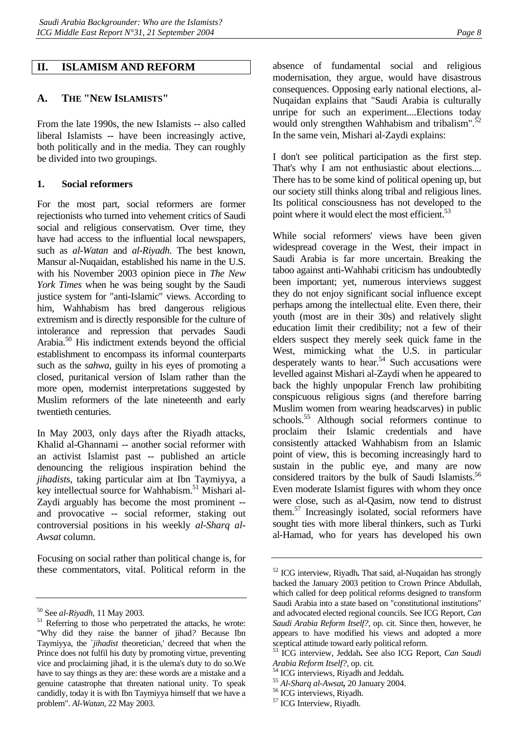## II. ISLAMISM AND REFORM

### A. THE "NEW ISLAMISTS"

From the late 1990s, the new Islamists -- also called liberal Islamists -- have been increasingly active, both politically and in the media. They can roughly be divided into two groupings.

#### 1. Social reformers

For the most part, social reformers are former rejectionists who turned into vehement critics of Saudi social and religious conservatism. Over time, they have had access to the influential local newspapers, such as *al-Watan* and *al-Riyadh*. The best known, Mansur al-Nuqaidan, established his name in the U.S. with his November 2003 opinion piece in *The New York Times* when he was being sought by the Saudi justice system for "anti-Islamic" views. According to him, Wahhabism has bred dangerous religious extremism and is directly responsible for the culture of intolerance and repression that pervades Saudi Arabia.[50] His indictment extends beyond the official establishment to encompass its informal counterparts such as the *sahwa*, guilty in his eyes of promoting a closed, puritanical version of Islam rather than the more open, modernist interpretations suggested by Muslim reformers of the late nineteenth and early twentieth centuries.

In May 2003, only days after the Riyadh attacks, Khalid al-Ghannami -- another social reformer with an activist Islamist past -- published an article denouncing the religious inspiration behind the *jihadists*, taking particular aim at Ibn Taymiyya, a key intellectual source for Wahhabism.[51] Mishari al-Zaydi arguably has become the most prominent -- and provocative -- social reformer, staking out controversial positions in his weekly *al-Sharq al-Awsat* column.

Focusing on social rather than political change is, for these commentators, vital. Political reform in the absence of fundamental social and religious modernisation, they argue, would have disastrous consequences. Opposing early national elections, al-Nuqaidan explains that "Saudi Arabia is culturally unripe for such an experiment....Elections today would only strengthen Wahhabism and tribalism".[52] In the same vein, Mishari al-Zaydi explains:

I don't see political participation as the first step. That's why I am not enthusiastic about elections.... There has to be some kind of political opening up, but our society still thinks along tribal and religious lines. Its political consciousness has not developed to the point where it would elect the most efficient.[53]

While social reformers' views have been given widespread coverage in the West, their impact in Saudi Arabia is far more uncertain. Breaking the taboo against anti-Wahhabi criticism has undoubtedly been important; yet, numerous interviews suggest they do not enjoy significant social influence except perhaps among the intellectual elite. Even there, their youth (most are in their 30s) and relatively slight education limit their credibility; not a few of their elders suspect they merely seek quick fame in the West, mimicking what the U.S. in particular desperately wants to hear.[54] Such accusations were levelled against Mishari al-Zaydi when he appeared to back the highly unpopular French law prohibiting conspicuous religious signs (and therefore barring Muslim women from wearing headscarves) in public schools.[55] Although social reformers continue to proclaim their Islamic credentials and have consistently attacked Wahhabism from an Islamic point of view, this is becoming increasingly hard to sustain in the public eye, and many are now considered traitors by the bulk of Saudi Islamists.[56] Even moderate Islamist figures with whom they once were close, such as al-Qasim, now tend to distrust them.[57] Increasingly isolated, social reformers have sought ties with more liberal thinkers, such as Turki al-Hamad, who for years has developed his own

---

[50] See *al-Riyadh*, 11 May 2003.

[51] Referring to those who perpetrated the attacks, he wrote: "Why did they raise the banner of jihad? Because Ibn Taymiyya, the `*jihadist* theoretician,' decreed that when the Prince does not fulfil his duty by promoting virtue, preventing vice and proclaiming jihad, it is the ulema's duty to do so.We have to say things as they are: these words are a mistake and a genuine catastrophe that threaten national unity. To speak candidly, today it is with Ibn Taymiyya himself that we have a problem". *Al-Watan*, 22 May 2003.

[52] ICG interview, Riyadh. That said, al-Nuqaidan has strongly backed the January 2003 petition to Crown Prince Abdullah, which called for deep political reforms designed to transform Saudi Arabia into a state based on "constitutional institutions" and advocated elected regional councils. See ICG Report, *Can Saudi Arabia Reform Itself?*, op. cit. Since then, however, he appears to have modified his views and adopted a more sceptical attitude toward early political reform.

[53] ICG interview, Jeddah. See also ICG Report, *Can Saudi Arabia Reform Itself?*, op. cit.

[54] ICG interviews, Riyadh and Jeddah.

[55] *Al-Sharq al-Awsat*, 20 January 2004.

[56] ICG interviews, Riyadh.

[57] ICG Interview, Riyadh.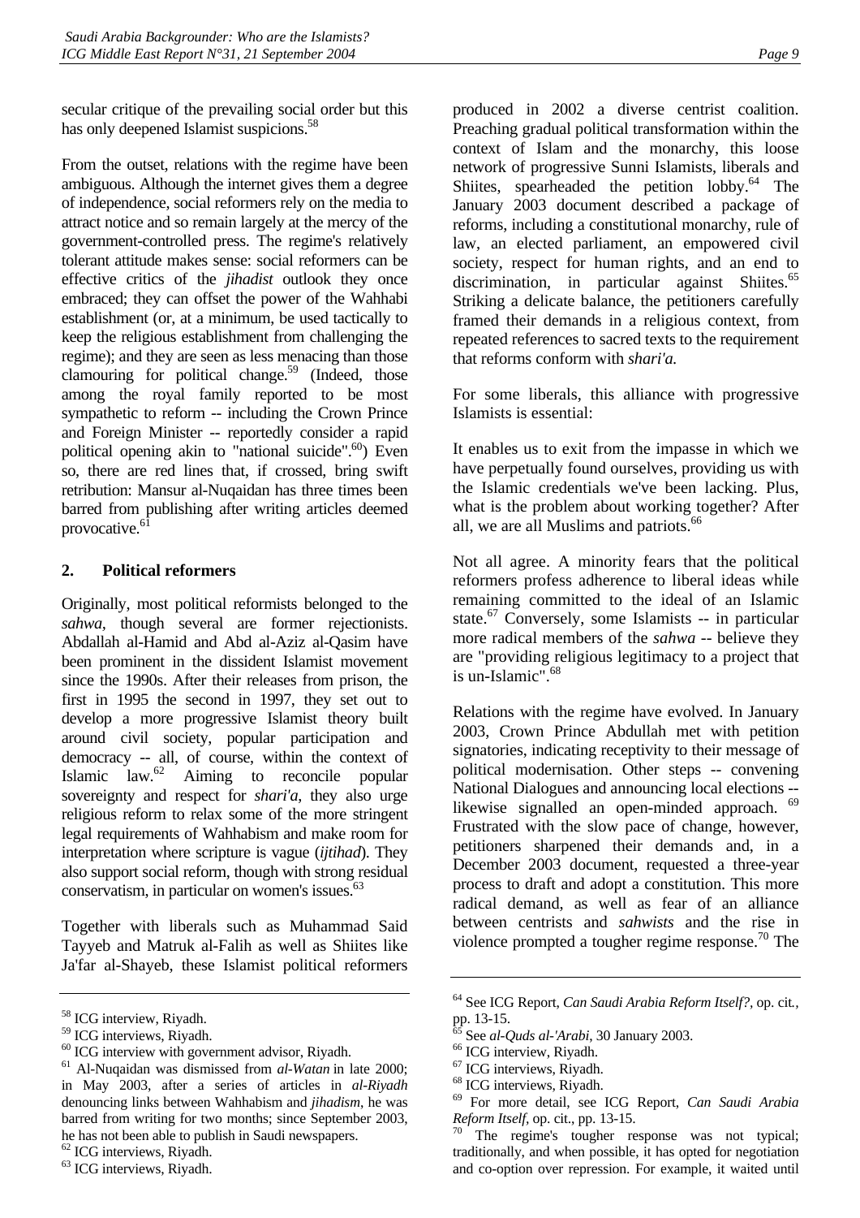secular critique of the prevailing social order but this has only deepened Islamist suspicions.[58]

From the outset, relations with the regime have been ambiguous. Although the internet gives them a degree of independence, social reformers rely on the media to attract notice and so remain largely at the mercy of the government-controlled press. The regime's relatively tolerant attitude makes sense: social reformers can be effective critics of the *jihadist* outlook they once embraced; they can offset the power of the Wahhabi establishment (or, at a minimum, be used tactically to keep the religious establishment from challenging the regime); and they are seen as less menacing than those clamouring for political change.[59] (Indeed, those among the royal family reported to be most sympathetic to reform -- including the Crown Prince and Foreign Minister -- reportedly consider a rapid political opening akin to "national suicide".[60]) Even so, there are red lines that, if crossed, bring swift retribution: Mansur al-Nuqaidan has three times been barred from publishing after writing articles deemed provocative.[61]

### 2. Political reformers

Originally, most political reformists belonged to the *sahwa*, though several are former rejectionists. Abdallah al-Hamid and Abd al-Aziz al-Qasim have been prominent in the dissident Islamist movement since the 1990s. After their releases from prison, the first in 1995 the second in 1997, they set out to develop a more progressive Islamist theory built around civil society, popular participation and democracy -- all, of course, within the context of Islamic law.[62] Aiming to reconcile popular sovereignty and respect for *shari'a*, they also urge religious reform to relax some of the more stringent legal requirements of Wahhabism and make room for interpretation where scripture is vague (*ijtihad*). They also support social reform, though with strong residual conservatism, in particular on women's issues.[63]

Together with liberals such as Muhammad Said Tayyeb and Matruk al-Falih as well as Shiites like Ja'far al-Shayeb, these Islamist political reformers produced in 2002 a diverse centrist coalition. Preaching gradual political transformation within the context of Islam and the monarchy, this loose network of progressive Sunni Islamists, liberals and Shiites, spearheaded the petition lobby.[64] The January 2003 document described a package of reforms, including a constitutional monarchy, rule of law, an elected parliament, an empowered civil society, respect for human rights, and an end to discrimination, in particular against Shiites.[65] Striking a delicate balance, the petitioners carefully framed their demands in a religious context, from repeated references to sacred texts to the requirement that reforms conform with *shari'a.*

For some liberals, this alliance with progressive Islamists is essential:

It enables us to exit from the impasse in which we have perpetually found ourselves, providing us with the Islamic credentials we've been lacking. Plus, what is the problem about working together? After all, we are all Muslims and patriots.[66]

Not all agree. A minority fears that the political reformers profess adherence to liberal ideas while remaining committed to the ideal of an Islamic state.[67] Conversely, some Islamists -- in particular more radical members of the *sahwa* -- believe they are "providing religious legitimacy to a project that is un-Islamic".[68]

Relations with the regime have evolved. In January 2003, Crown Prince Abdullah met with petition signatories, indicating receptivity to their message of political modernisation. Other steps -- convening National Dialogues and announcing local elections -- likewise signalled an open-minded approach.[69] Frustrated with the slow pace of change, however, petitioners sharpened their demands and, in a December 2003 document, requested a three-year process to draft and adopt a constitution. This more radical demand, as well as fear of an alliance between centrists and *sahwists* and the rise in violence prompted a tougher regime response.[70] The

---

[58] ICG interview, Riyadh.

[59] ICG interviews, Riyadh.

[60] ICG interview with government advisor, Riyadh.

[61] Al-Nuqaidan was dismissed from *al-Watan* in late 2000; in May 2003, after a series of articles in *al-Riyadh* denouncing links between Wahhabism and *jihadism*, he was barred from writing for two months; since September 2003, he has not been able to publish in Saudi newspapers.

[62] ICG interviews, Riyadh.

[63] ICG interviews, Riyadh.

[64] See ICG Report, *Can Saudi Arabia Reform Itself?*, op. cit., pp. 13-15.

[65] See *al-Quds al-'Arabi*, 30 January 2003.

[66] ICG interview, Riyadh.

[67] ICG interviews, Riyadh.

[68] ICG interviews, Riyadh.

[69] For more detail, see ICG Report, *Can Saudi Arabia Reform Itself*, op. cit., pp. 13-15.

[70] The regime's tougher response was not typical; traditionally, and when possible, it has opted for negotiation and co-option over repression. For example, it waited until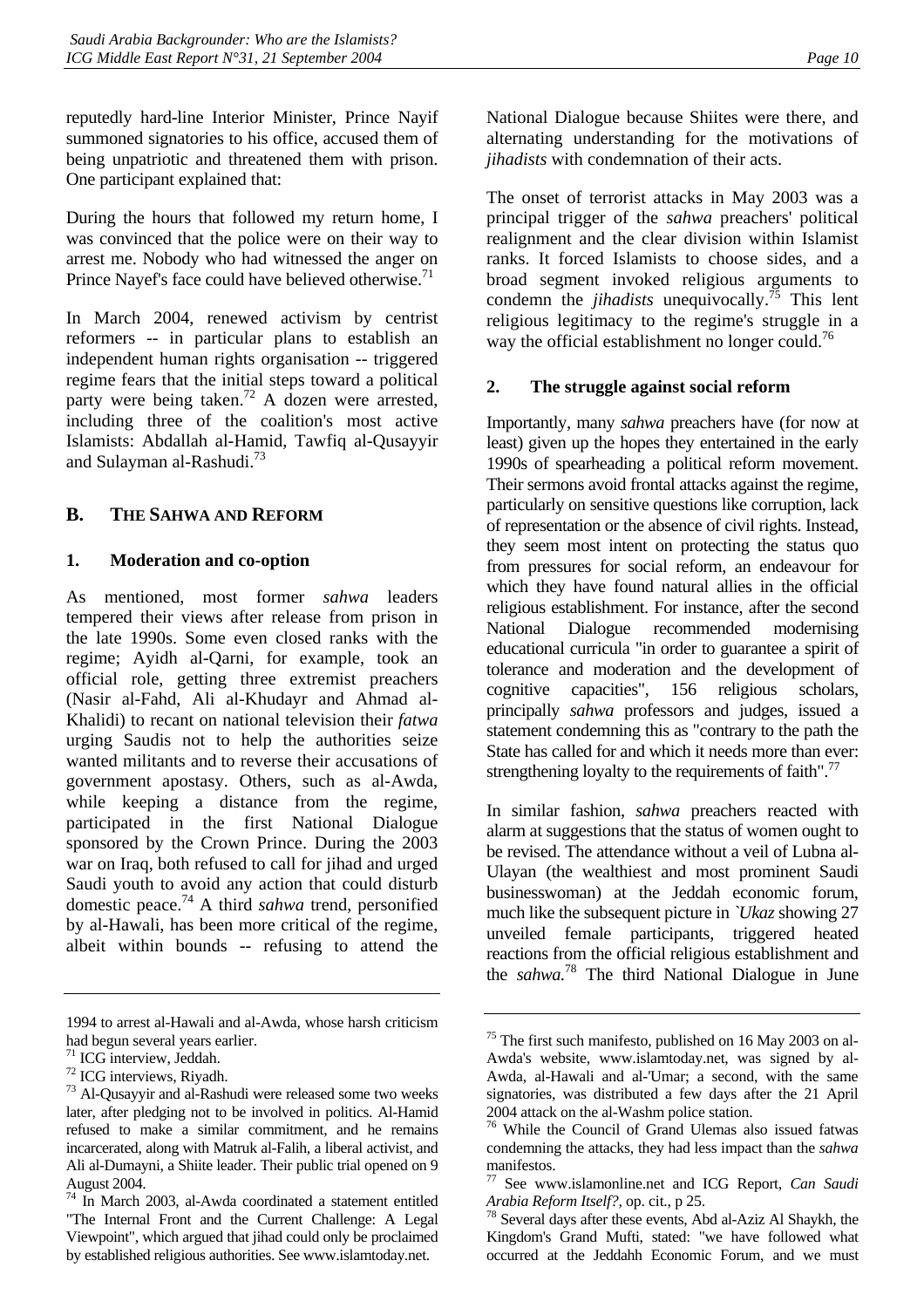reputedly hard-line Interior Minister, Prince Nayif summoned signatories to his office, accused them of being unpatriotic and threatened them with prison. One participant explained that:

During the hours that followed my return home, I was convinced that the police were on their way to arrest me. Nobody who had witnessed the anger on Prince Nayef's face could have believed otherwise.[71]

In March 2004, renewed activism by centrist reformers -- in particular plans to establish an independent human rights organisation -- triggered regime fears that the initial steps toward a political party were being taken.[72] A dozen were arrested, including three of the coalition's most active Islamists: Abdallah al-Hamid, Tawfiq al-Qusayyir and Sulayman al-Rashudi.[73]

## B. The Sahwa and Reform

### 1. Moderation and co-option

As mentioned, most former *sahwa* leaders tempered their views after release from prison in the late 1990s. Some even closed ranks with the regime; Ayidh al-Qarni, for example, took an official role, getting three extremist preachers (Nasir al-Fahd, Ali al-Khudayr and Ahmad al-Khalidi) to recant on national television their *fatwa* urging Saudis not to help the authorities seize wanted militants and to reverse their accusations of government apostasy. Others, such as al-Awda, while keeping a distance from the regime, participated in the first National Dialogue sponsored by the Crown Prince. During the 2003 war on Iraq, both refused to call for jihad and urged Saudi youth to avoid any action that could disturb domestic peace.[74] A third *sahwa* trend, personified by al-Hawali, has been more critical of the regime, albeit within bounds -- refusing to attend the National Dialogue because Shiites were there, and alternating understanding for the motivations of *jihadists* with condemnation of their acts.

The onset of terrorist attacks in May 2003 was a principal trigger of the *sahwa* preachers' political realignment and the clear division within Islamist ranks. It forced Islamists to choose sides, and a broad segment invoked religious arguments to condemn the *jihadists* unequivocally.[75] This lent religious legitimacy to the regime's struggle in a way the official establishment no longer could.[76]

### 2. The struggle against social reform

Importantly, many *sahwa* preachers have (for now at least) given up the hopes they entertained in the early 1990s of spearheading a political reform movement. Their sermons avoid frontal attacks against the regime, particularly on sensitive questions like corruption, lack of representation or the absence of civil rights. Instead, they seem most intent on protecting the status quo from pressures for social reform, an endeavour for which they have found natural allies in the official religious establishment. For instance, after the second National Dialogue recommended modernising educational curricula "in order to guarantee a spirit of tolerance and moderation and the development of cognitive capacities", 156 religious scholars, principally *sahwa* professors and judges, issued a statement condemning this as "contrary to the path the State has called for and which it needs more than ever: strengthening loyalty to the requirements of faith".[77]

In similar fashion, *sahwa* preachers reacted with alarm at suggestions that the status of women ought to be revised. The attendance without a veil of Lubna al-Ulayan (the wealthiest and most prominent Saudi businesswoman) at the Jeddah economic forum, much like the subsequent picture in *`Ukaz* showing 27 unveiled female participants, triggered heated reactions from the official religious establishment and the *sahwa.*[78] The third National Dialogue in June

---

1994 to arrest al-Hawali and al-Awda, whose harsh criticism had begun several years earlier.

[71] ICG interview, Jeddah.

[72] ICG interviews, Riyadh.

[73] Al-Qusayyir and al-Rashudi were released some two weeks later, after pledging not to be involved in politics. Al-Hamid refused to make a similar commitment, and he remains incarcerated, along with Matruk al-Falih, a liberal activist, and Ali al-Dumayni, a Shiite leader. Their public trial opened on 9 August 2004.

[74] In March 2003, al-Awda coordinated a statement entitled "The Internal Front and the Current Challenge: A Legal Viewpoint", which argued that jihad could only be proclaimed by established religious authorities. See www.islamtoday.net.

[75] The first such manifesto, published on 16 May 2003 on al-Awda's website, www.islamtoday.net, was signed by al-Awda, al-Hawali and al-'Umar; a second, with the same signatories, was distributed a few days after the 21 April 2004 attack on the al-Washm police station.

[76] While the Council of Grand Ulemas also issued fatwas condemning the attacks, they had less impact than the *sahwa* manifestos.

[77] See www.islamonline.net and ICG Report, *Can Saudi Arabia Reform Itself?*, op. cit., p 25.

[78] Several days after these events, Abd al-Aziz Al Shaykh, the Kingdom's Grand Mufti, stated: "we have followed what occurred at the Jeddahh Economic Forum, and we must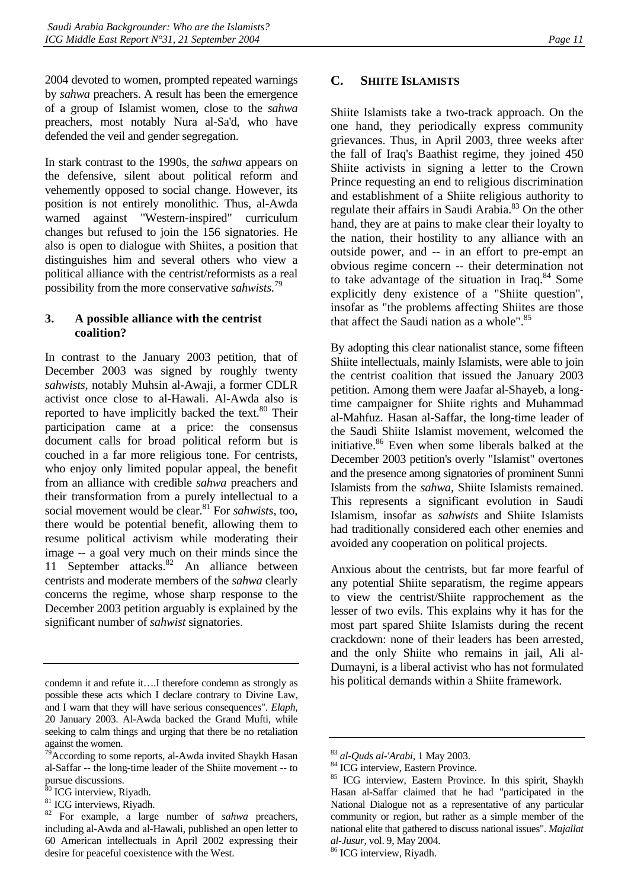2004 devoted to women, prompted repeated warnings by *sahwa* preachers. A result has been the emergence of a group of Islamist women, close to the *sahwa* preachers, most notably Nura al-Sa'd, who have defended the veil and gender segregation.

In stark contrast to the 1990s, the *sahwa* appears on the defensive, silent about political reform and vehemently opposed to social change. However, its position is not entirely monolithic. Thus, al-Awda warned against "Western-inspired" curriculum changes but refused to join the 156 signatories. He also is open to dialogue with Shiites, a position that distinguishes him and several others who view a political alliance with the centrist/reformists as a real possibility from the more conservative *sahwists*.[79]

### 3. A possible alliance with the centrist coalition?

In contrast to the January 2003 petition, that of December 2003 was signed by roughly twenty *sahwists*, notably Muhsin al-Awaji, a former CDLR activist once close to al-Hawali. Al-Awda also is reported to have implicitly backed the text.[80] Their participation came at a price: the consensus document calls for broad political reform but is couched in a far more religious tone. For centrists, who enjoy only limited popular appeal, the benefit from an alliance with credible *sahwa* preachers and their transformation from a purely intellectual to a social movement would be clear.[81] For *sahwists*, too, there would be potential benefit, allowing them to resume political activism while moderating their image -- a goal very much on their minds since the 11 September attacks.[82] An alliance between centrists and moderate members of the *sahwa* clearly concerns the regime, whose sharp response to the December 2003 petition arguably is explained by the significant number of *sahwist* signatories.

## C. Shiite Islamists

Shiite Islamists take a two-track approach. On the one hand, they periodically express community grievances. Thus, in April 2003, three weeks after the fall of Iraq's Baathist regime, they joined 450 Shiite activists in signing a letter to the Crown Prince requesting an end to religious discrimination and establishment of a Shiite religious authority to regulate their affairs in Saudi Arabia.[83] On the other hand, they are at pains to make clear their loyalty to the nation, their hostility to any alliance with an outside power, and -- in an effort to pre-empt an obvious regime concern -- their determination not to take advantage of the situation in Iraq.[84] Some explicitly deny existence of a "Shiite question", insofar as "the problems affecting Shiites are those that affect the Saudi nation as a whole".[85]

By adopting this clear nationalist stance, some fifteen Shiite intellectuals, mainly Islamists, were able to join the centrist coalition that issued the January 2003 petition. Among them were Jaafar al-Shayeb, a long-time campaigner for Shiite rights and Muhammad al-Mahfuz. Hasan al-Saffar, the long-time leader of the Saudi Shiite Islamist movement, welcomed the initiative.[86] Even when some liberals balked at the December 2003 petition's overly "Islamist" overtones and the presence among signatories of prominent Sunni Islamists from the *sahwa*, Shiite Islamists remained. This represents a significant evolution in Saudi Islamism, insofar as *sahwists* and Shiite Islamists had traditionally considered each other enemies and avoided any cooperation on political projects.

Anxious about the centrists, but far more fearful of any potential Shiite separatism, the regime appears to view the centrist/Shiite rapprochement as the lesser of two evils. This explains why it has for the most part spared Shiite Islamists during the recent crackdown: none of their leaders has been arrested, and the only Shiite who remains in jail, Ali al-Dumayni, is a liberal activist who has not formulated his political demands within a Shiite framework.

---

condemn it and refute it….I therefore condemn as strongly as possible these acts which I declare contrary to Divine Law, and I warn that they will have serious consequences". *Elaph*, 20 January 2003. Al-Awda backed the Grand Mufti, while seeking to calm things and urging that there be no retaliation against the women.

[79] According to some reports, al-Awda invited Shaykh Hasan al-Saffar -- the long-time leader of the Shiite movement -- to pursue discussions.

[80] ICG interview, Riyadh.

[81] ICG interviews, Riyadh.

[82] For example, a large number of *sahwa* preachers, including al-Awda and al-Hawali, published an open letter to 60 American intellectuals in April 2002 expressing their desire for peaceful coexistence with the West.

[83] *al-Quds al-'Arabi*, 1 May 2003.

[84] ICG interview, Eastern Province.

[85] ICG interview, Eastern Province. In this spirit, Shaykh Hasan al-Saffar claimed that he had "participated in the National Dialogue not as a representative of any particular community or region, but rather as a simple member of the national elite that gathered to discuss national issues". *Majallat al-Jusur*, vol. 9, May 2004.

[86] ICG interview, Riyadh.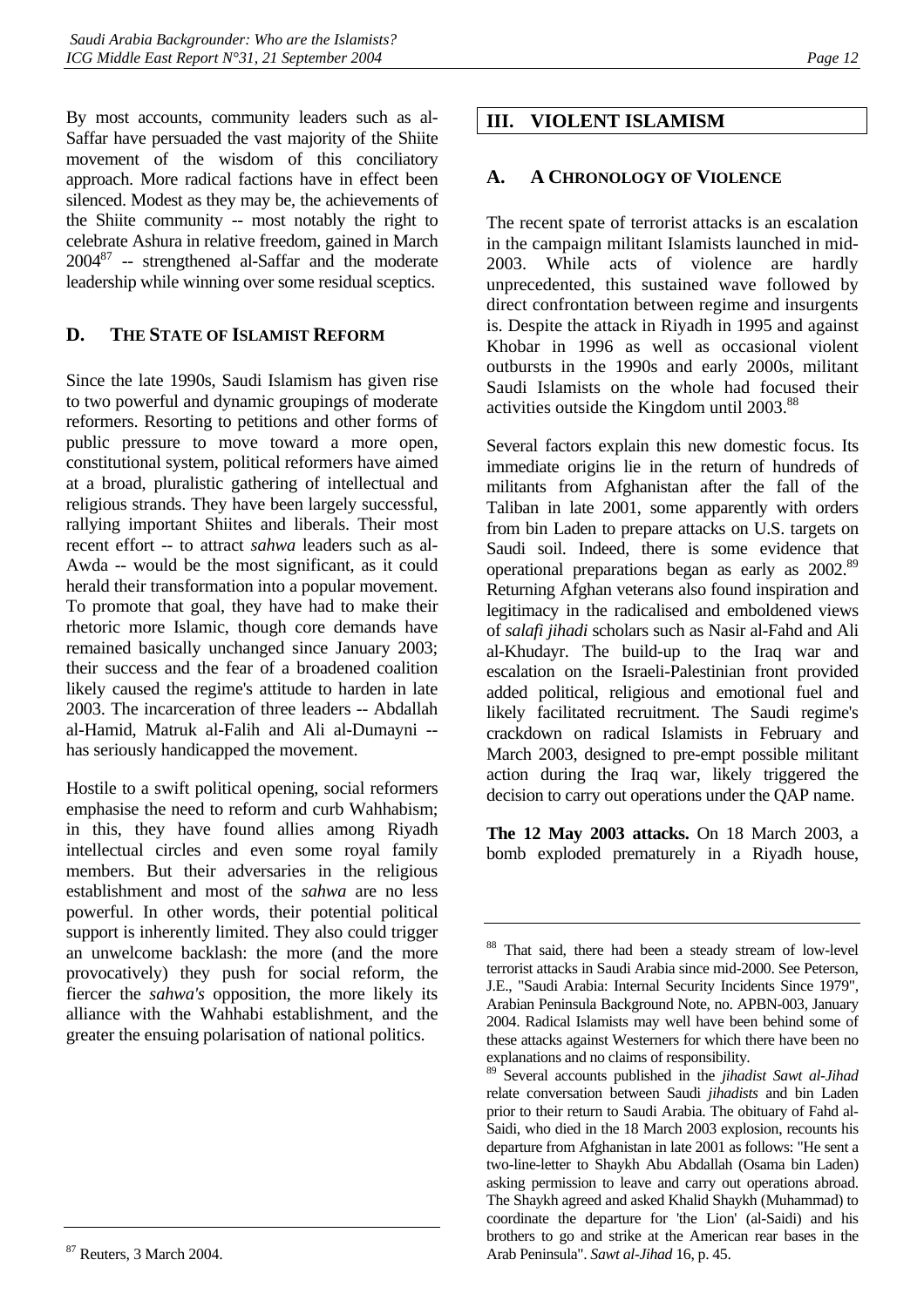By most accounts, community leaders such as al-Saffar have persuaded the vast majority of the Shiite movement of the wisdom of this conciliatory approach. More radical factions have in effect been silenced. Modest as they may be, the achievements of the Shiite community -- most notably the right to celebrate Ashura in relative freedom, gained in March 2004[87] -- strengthened al-Saffar and the moderate leadership while winning over some residual sceptics.

### D. THE STATE OF ISLAMIST REFORM

Since the late 1990s, Saudi Islamism has given rise to two powerful and dynamic groupings of moderate reformers. Resorting to petitions and other forms of public pressure to move toward a more open, constitutional system, political reformers have aimed at a broad, pluralistic gathering of intellectual and religious strands. They have been largely successful, rallying important Shiites and liberals. Their most recent effort -- to attract *sahwa* leaders such as al-Awda -- would be the most significant, as it could herald their transformation into a popular movement. To promote that goal, they have had to make their rhetoric more Islamic, though core demands have remained basically unchanged since January 2003; their success and the fear of a broadened coalition likely caused the regime's attitude to harden in late 2003. The incarceration of three leaders -- Abdallah al-Hamid, Matruk al-Falih and Ali al-Dumayni -- has seriously handicapped the movement.

Hostile to a swift political opening, social reformers emphasise the need to reform and curb Wahhabism; in this, they have found allies among Riyadh intellectual circles and even some royal family members. But their adversaries in the religious establishment and most of the *sahwa* are no less powerful. In other words, their potential political support is inherently limited. They also could trigger an unwelcome backlash: the more (and the more provocatively) they push for social reform, the fiercer the *sahwa's* opposition, the more likely its alliance with the Wahhabi establishment, and the greater the ensuing polarisation of national politics.

## III. VIOLENT ISLAMISM

### A. A CHRONOLOGY OF VIOLENCE

The recent spate of terrorist attacks is an escalation in the campaign militant Islamists launched in mid-2003. While acts of violence are hardly unprecedented, this sustained wave followed by direct confrontation between regime and insurgents is. Despite the attack in Riyadh in 1995 and against Khobar in 1996 as well as occasional violent outbursts in the 1990s and early 2000s, militant Saudi Islamists on the whole had focused their activities outside the Kingdom until 2003.[88]

Several factors explain this new domestic focus. Its immediate origins lie in the return of hundreds of militants from Afghanistan after the fall of the Taliban in late 2001, some apparently with orders from bin Laden to prepare attacks on U.S. targets on Saudi soil. Indeed, there is some evidence that operational preparations began as early as 2002.[89] Returning Afghan veterans also found inspiration and legitimacy in the radicalised and emboldened views of *salafi jihadi* scholars such as Nasir al-Fahd and Ali al-Khudayr. The build-up to the Iraq war and escalation on the Israeli-Palestinian front provided added political, religious and emotional fuel and likely facilitated recruitment. The Saudi regime's crackdown on radical Islamists in February and March 2003, designed to pre-empt possible militant action during the Iraq war, likely triggered the decision to carry out operations under the QAP name.

**The 12 May 2003 attacks.** On 18 March 2003, a bomb exploded prematurely in a Riyadh house,

---

[87] Reuters, 3 March 2004.

[88] That said, there had been a steady stream of low-level terrorist attacks in Saudi Arabia since mid-2000. See Peterson, J.E., "Saudi Arabia: Internal Security Incidents Since 1979", Arabian Peninsula Background Note, no. APBN-003, January 2004. Radical Islamists may well have been behind some of these attacks against Westerners for which there have been no explanations and no claims of responsibility.

[89] Several accounts published in the *jihadist Sawt al-Jihad* relate conversation between Saudi *jihadists* and bin Laden prior to their return to Saudi Arabia. The obituary of Fahd al-Saidi, who died in the 18 March 2003 explosion, recounts his departure from Afghanistan in late 2001 as follows: "He sent a two-line-letter to Shaykh Abu Abdallah (Osama bin Laden) asking permission to leave and carry out operations abroad. The Shaykh agreed and asked Khalid Shaykh (Muhammad) to coordinate the departure for 'the Lion' (al-Saidi) and his brothers to go and strike at the American rear bases in the Arab Peninsula". *Sawt al-Jihad* 16, p. 45.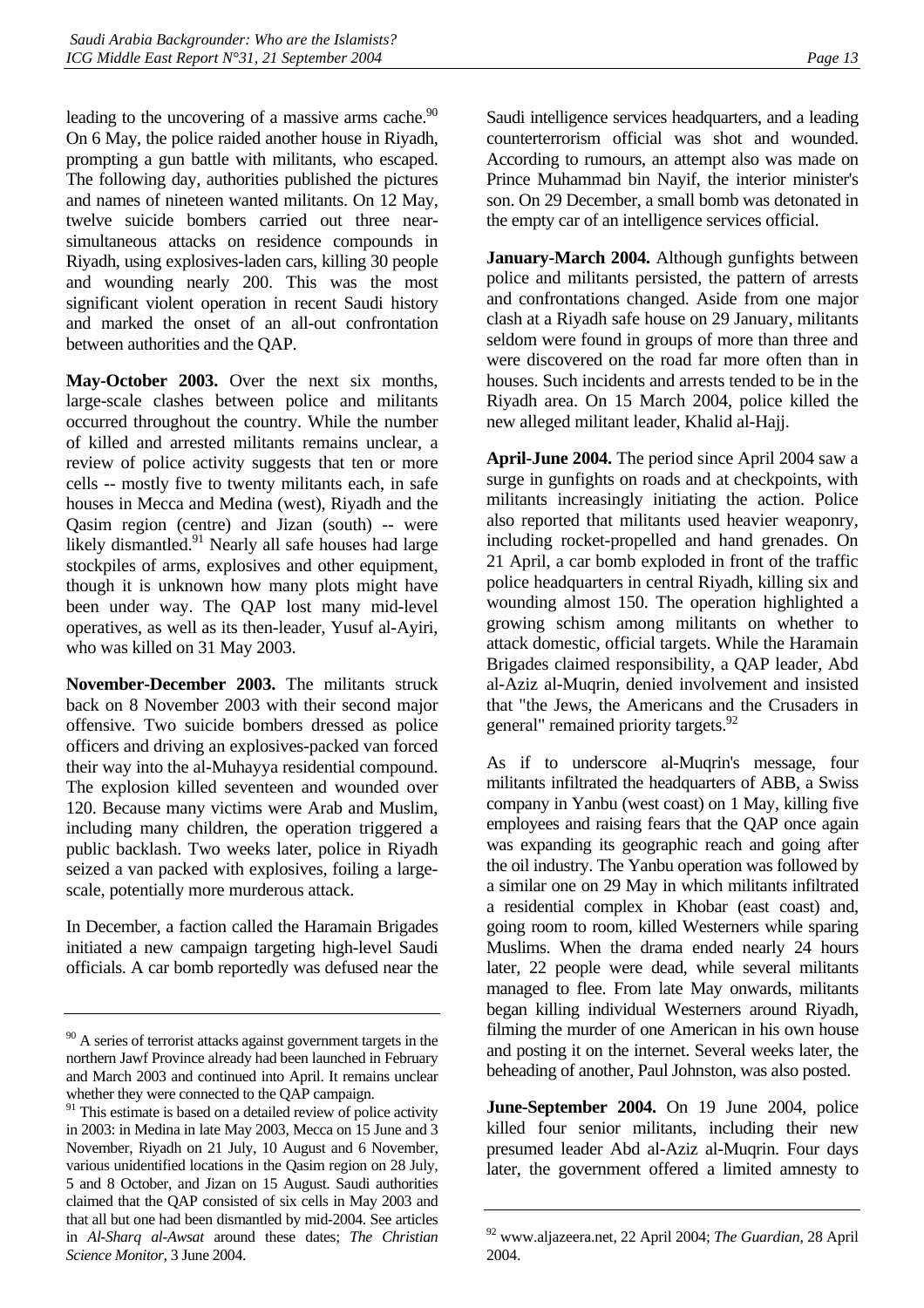leading to the uncovering of a massive arms cache.[90] On 6 May, the police raided another house in Riyadh, prompting a gun battle with militants, who escaped. The following day, authorities published the pictures and names of nineteen wanted militants. On 12 May, twelve suicide bombers carried out three near-simultaneous attacks on residence compounds in Riyadh, using explosives-laden cars, killing 30 people and wounding nearly 200. This was the most significant violent operation in recent Saudi history and marked the onset of an all-out confrontation between authorities and the QAP.

**May-October 2003.** Over the next six months, large-scale clashes between police and militants occurred throughout the country. While the number of killed and arrested militants remains unclear, a review of police activity suggests that ten or more cells -- mostly five to twenty militants each, in safe houses in Mecca and Medina (west), Riyadh and the Qasim region (centre) and Jizan (south) -- were likely dismantled.[91] Nearly all safe houses had large stockpiles of arms, explosives and other equipment, though it is unknown how many plots might have been under way. The QAP lost many mid-level operatives, as well as its then-leader, Yusuf al-Ayiri, who was killed on 31 May 2003.

**November-December 2003.** The militants struck back on 8 November 2003 with their second major offensive. Two suicide bombers dressed as police officers and driving an explosives-packed van forced their way into the al-Muhayya residential compound. The explosion killed seventeen and wounded over 120. Because many victims were Arab and Muslim, including many children, the operation triggered a public backlash. Two weeks later, police in Riyadh seized a van packed with explosives, foiling a large-scale, potentially more murderous attack.

In December, a faction called the Haramain Brigades initiated a new campaign targeting high-level Saudi officials. A car bomb reportedly was defused near the Saudi intelligence services headquarters, and a leading counterterrorism official was shot and wounded. According to rumours, an attempt also was made on Prince Muhammad bin Nayif, the interior minister's son. On 29 December, a small bomb was detonated in the empty car of an intelligence services official.

**January-March 2004.** Although gunfights between police and militants persisted, the pattern of arrests and confrontations changed. Aside from one major clash at a Riyadh safe house on 29 January, militants seldom were found in groups of more than three and were discovered on the road far more often than in houses. Such incidents and arrests tended to be in the Riyadh area. On 15 March 2004, police killed the new alleged militant leader, Khalid al-Hajj.

**April-June 2004.** The period since April 2004 saw a surge in gunfights on roads and at checkpoints, with militants increasingly initiating the action. Police also reported that militants used heavier weaponry, including rocket-propelled and hand grenades. On 21 April, a car bomb exploded in front of the traffic police headquarters in central Riyadh, killing six and wounding almost 150. The operation highlighted a growing schism among militants on whether to attack domestic, official targets. While the Haramain Brigades claimed responsibility, a QAP leader, Abd al-Aziz al-Muqrin, denied involvement and insisted that "the Jews, the Americans and the Crusaders in general" remained priority targets.[92]

As if to underscore al-Muqrin's message, four militants infiltrated the headquarters of ABB, a Swiss company in Yanbu (west coast) on 1 May, killing five employees and raising fears that the QAP once again was expanding its geographic reach and going after the oil industry. The Yanbu operation was followed by a similar one on 29 May in which militants infiltrated a residential complex in Khobar (east coast) and, going room to room, killed Westerners while sparing Muslims. When the drama ended nearly 24 hours later, 22 people were dead, while several militants managed to flee. From late May onwards, militants began killing individual Westerners around Riyadh, filming the murder of one American in his own house and posting it on the internet. Several weeks later, the beheading of another, Paul Johnston, was also posted.

**June-September 2004.** On 19 June 2004, police killed four senior militants, including their new presumed leader Abd al-Aziz al-Muqrin. Four days later, the government offered a limited amnesty to

---

[90] A series of terrorist attacks against government targets in the northern Jawf Province already had been launched in February and March 2003 and continued into April. It remains unclear whether they were connected to the QAP campaign.

[91] This estimate is based on a detailed review of police activity in 2003: in Medina in late May 2003, Mecca on 15 June and 3 November, Riyadh on 21 July, 10 August and 6 November, various unidentified locations in the Qasim region on 28 July, 5 and 8 October, and Jizan on 15 August. Saudi authorities claimed that the QAP consisted of six cells in May 2003 and that all but one had been dismantled by mid-2004. See articles in *Al-Sharq al-Awsat* around these dates; *The Christian Science Monitor*, 3 June 2004.

[92] www.aljazeera.net, 22 April 2004; *The Guardian*, 28 April 2004.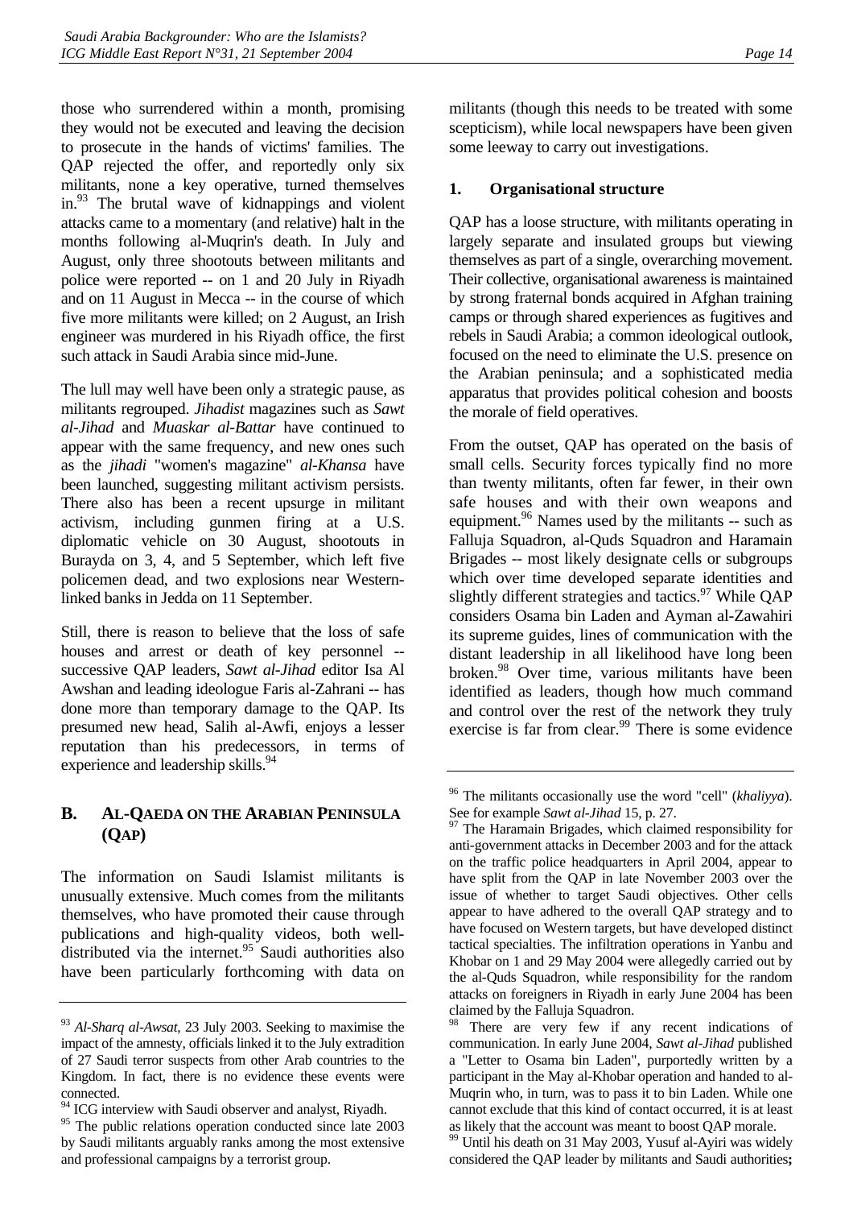those who surrendered within a month, promising they would not be executed and leaving the decision to prosecute in the hands of victims' families. The QAP rejected the offer, and reportedly only six militants, none a key operative, turned themselves in.[93] The brutal wave of kidnappings and violent attacks came to a momentary (and relative) halt in the months following al-Muqrin's death. In July and August, only three shootouts between militants and police were reported -- on 1 and 20 July in Riyadh and on 11 August in Mecca -- in the course of which five more militants were killed; on 2 August, an Irish engineer was murdered in his Riyadh office, the first such attack in Saudi Arabia since mid-June.

The lull may well have been only a strategic pause, as militants regrouped. *Jihadist* magazines such as *Sawt al-Jihad* and *Muaskar al-Battar* have continued to appear with the same frequency, and new ones such as the *jihadi* "women's magazine" *al-Khansa* have been launched, suggesting militant activism persists. There also has been a recent upsurge in militant activism, including gunmen firing at a U.S. diplomatic vehicle on 30 August, shootouts in Burayda on 3, 4, and 5 September, which left five policemen dead, and two explosions near Western-linked banks in Jedda on 11 September.

Still, there is reason to believe that the loss of safe houses and arrest or death of key personnel -- successive QAP leaders, *Sawt al-Jihad* editor Isa Al Awshan and leading ideologue Faris al-Zahrani -- has done more than temporary damage to the QAP. Its presumed new head, Salih al-Awfi, enjoys a lesser reputation than his predecessors, in terms of experience and leadership skills.[94]

## B. AL-QAEDA ON THE ARABIAN PENINSULA (QAP)

The information on Saudi Islamist militants is unusually extensive. Much comes from the militants themselves, who have promoted their cause through publications and high-quality videos, both well-distributed via the internet.[95] Saudi authorities also have been particularly forthcoming with data on militants (though this needs to be treated with some scepticism), while local newspapers have been given some leeway to carry out investigations.

### 1. Organisational structure

QAP has a loose structure, with militants operating in largely separate and insulated groups but viewing themselves as part of a single, overarching movement. Their collective, organisational awareness is maintained by strong fraternal bonds acquired in Afghan training camps or through shared experiences as fugitives and rebels in Saudi Arabia; a common ideological outlook, focused on the need to eliminate the U.S. presence on the Arabian peninsula; and a sophisticated media apparatus that provides political cohesion and boosts the morale of field operatives.

From the outset, QAP has operated on the basis of small cells. Security forces typically find no more than twenty militants, often far fewer, in their own safe houses and with their own weapons and equipment.[96] Names used by the militants -- such as Falluja Squadron, al-Quds Squadron and Haramain Brigades -- most likely designate cells or subgroups which over time developed separate identities and slightly different strategies and tactics.[97] While QAP considers Osama bin Laden and Ayman al-Zawahiri its supreme guides, lines of communication with the distant leadership in all likelihood have long been broken.[98] Over time, various militants have been identified as leaders, though how much command and control over the rest of the network they truly exercise is far from clear.[99] There is some evidence

---

[93] *Al-Sharq al-Awsat*, 23 July 2003. Seeking to maximise the impact of the amnesty, officials linked it to the July extradition of 27 Saudi terror suspects from other Arab countries to the Kingdom. In fact, there is no evidence these events were connected.

[94] ICG interview with Saudi observer and analyst, Riyadh.

[95] The public relations operation conducted since late 2003 by Saudi militants arguably ranks among the most extensive and professional campaigns by a terrorist group.

[96] The militants occasionally use the word "cell" (*khaliyya*). See for example *Sawt al-Jihad* 15, p. 27.

[97] The Haramain Brigades, which claimed responsibility for anti-government attacks in December 2003 and for the attack on the traffic police headquarters in April 2004, appear to have split from the QAP in late November 2003 over the issue of whether to target Saudi objectives. Other cells appear to have adhered to the overall QAP strategy and to have focused on Western targets, but have developed distinct tactical specialties. The infiltration operations in Yanbu and Khobar on 1 and 29 May 2004 were allegedly carried out by the al-Quds Squadron, while responsibility for the random attacks on foreigners in Riyadh in early June 2004 has been claimed by the Falluja Squadron.

[98] There are very few if any recent indications of communication. In early June 2004, *Sawt al-Jihad* published a "Letter to Osama bin Laden", purportedly written by a participant in the May al-Khobar operation and handed to al-Muqrin who, in turn, was to pass it to bin Laden. While one cannot exclude that this kind of contact occurred, it is at least as likely that the account was meant to boost QAP morale.

[99] Until his death on 31 May 2003, Yusuf al-Ayiri was widely considered the QAP leader by militants and Saudi authorities**;**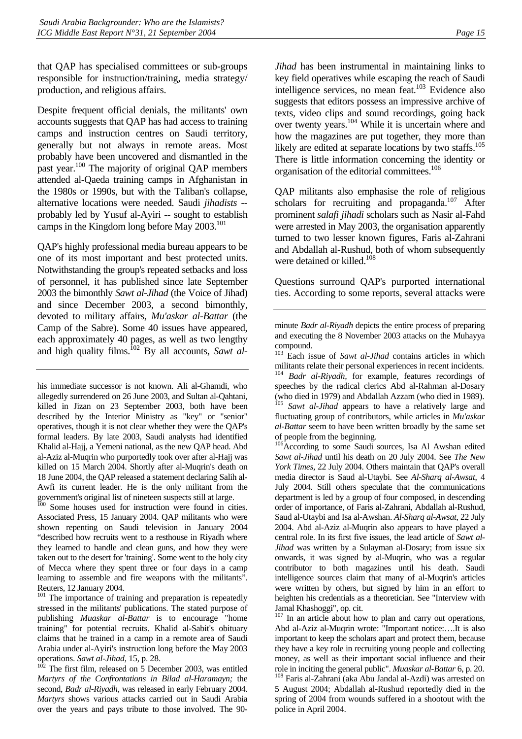that QAP has specialised committees or sub-groups responsible for instruction/training, media strategy/production, and religious affairs.

Despite frequent official denials, the militants' own accounts suggests that QAP has had access to training camps and instruction centres on Saudi territory, generally but not always in remote areas. Most probably have been uncovered and dismantled in the past year.[100] The majority of original QAP members attended al-Qaeda training camps in Afghanistan in the 1980s or 1990s, but with the Taliban's collapse, alternative locations were needed. Saudi *jihadists* -- probably led by Yusuf al-Ayiri -- sought to establish camps in the Kingdom long before May 2003.[101]

QAP's highly professional media bureau appears to be one of its most important and best protected units. Notwithstanding the group's repeated setbacks and loss of personnel, it has published since late September 2003 the bimonthly *Sawt al-Jihad* (the Voice of Jihad) and since December 2003, a second bimonthly, devoted to military affairs, *Mu'askar al-Battar* (the Camp of the Sabre). Some 40 issues have appeared, each approximately 40 pages, as well as two lengthy and high quality films.[102] By all accounts, *Sawt al-Jihad* has been instrumental in maintaining links to key field operatives while escaping the reach of Saudi intelligence services, no mean feat.[103] Evidence also suggests that editors possess an impressive archive of texts, video clips and sound recordings, going back over twenty years.[104] While it is uncertain where and how the magazines are put together, they more than likely are edited at separate locations by two staffs.[105] There is little information concerning the identity or organisation of the editorial committees.[106]

QAP militants also emphasise the role of religious scholars for recruiting and propaganda.[107] After prominent *salafi jihadi* scholars such as Nasir al-Fahd were arrested in May 2003, the organisation apparently turned to two lesser known figures, Faris al-Zahrani and Abdallah al-Rushud, both of whom subsequently were detained or killed.[108]

Questions surround QAP's purported international ties. According to some reports, several attacks were

---

his immediate successor is not known. Ali al-Ghamdi, who allegedly surrendered on 26 June 2003, and Sultan al-Qahtani, killed in Jizan on 23 September 2003, both have been described by the Interior Ministry as "key" or "senior" operatives, though it is not clear whether they were the QAP's formal leaders. By late 2003, Saudi analysts had identified Khalid al-Hajj, a Yemeni national, as the new QAP head. Abd al-Aziz al-Muqrin who purportedly took over after al-Hajj was killed on 15 March 2004. Shortly after al-Muqrin's death on 18 June 2004, the QAP released a statement declaring Salih al-Awfi its current leader. He is the only militant from the government's original list of nineteen suspects still at large.

[100] Some houses used for instruction were found in cities. Associated Press, 15 January 2004. QAP militants who were shown repenting on Saudi television in January 2004 "described how recruits went to a resthouse in Riyadh where they learned to handle and clean guns, and how they were taken out to the desert for 'training'. Some went to the holy city of Mecca where they spent three or four days in a camp learning to assemble and fire weapons with the militants". Reuters, 12 January 2004.

[101] The importance of training and preparation is repeatedly stressed in the militants' publications. The stated purpose of publishing *Muaskar al-Battar* is to encourage "home training" for potential recruits. Khalid al-Sabit's obituary claims that he trained in a camp in a remote area of Saudi Arabia under al-Ayiri's instruction long before the May 2003 operations. *Sawt al-Jihad*, 15, p. 28.

[102] The first film, released on 5 December 2003, was entitled *Martyrs of the Confrontations in Bilad al-Haramayn;* the second, *Badr al-Riyadh*, was released in early February 2004. *Martyrs* shows various attacks carried out in Saudi Arabia over the years and pays tribute to those involved. The 90-minute *Badr al-Riyadh* depicts the entire process of preparing and executing the 8 November 2003 attacks on the Muhayya compound.

[103] Each issue of *Sawt al-Jihad* contains articles in which militants relate their personal experiences in recent incidents.

[104] *Badr al-Riyadh*, for example, features recordings of speeches by the radical clerics Abd al-Rahman al-Dosary (who died in 1979) and Abdallah Azzam (who died in 1989).

[105] *Sawt al-Jihad* appears to have a relatively large and fluctuating group of contributors, while articles in *Mu'askar al-Battar* seem to have been written broadly by the same set of people from the beginning.

[106] According to some Saudi sources, Isa Al Awshan edited *Sawt al-Jihad* until his death on 20 July 2004. See *The New York Times*, 22 July 2004. Others maintain that QAP's overall media director is Saud al-Utaybi. See *Al-Sharq al-Awsat*, 4 July 2004. Still others speculate that the communications department is led by a group of four composed, in descending order of importance, of Faris al-Zahrani, Abdallah al-Rushud, Saud al-Utaybi and Isa al-Awshan. *Al-Sharq al-Awsat*, 22 July 2004. Abd al-Aziz al-Muqrin also appears to have played a central role. In its first five issues, the lead article of *Sawt al-Jihad* was written by a Sulayman al-Dosary; from issue six onwards, it was signed by al-Muqrin, who was a regular contributor to both magazines until his death. Saudi intelligence sources claim that many of al-Muqrin's articles were written by others, but signed by him in an effort to heighten his credentials as a theoretician. See "Interview with Jamal Khashoggi", op. cit.

[107] In an article about how to plan and carry out operations, Abd al-Aziz al-Muqrin wrote: "Important notice:….It is also important to keep the scholars apart and protect them, because they have a key role in recruiting young people and collecting money, as well as their important social influence and their role in inciting the general public". *Muaskar al-Battar* 6, p. 20.

[108] Faris al-Zahrani (aka Abu Jandal al-Azdi) was arrested on 5 August 2004; Abdallah al-Rushud reportedly died in the spring of 2004 from wounds suffered in a shootout with the police in April 2004.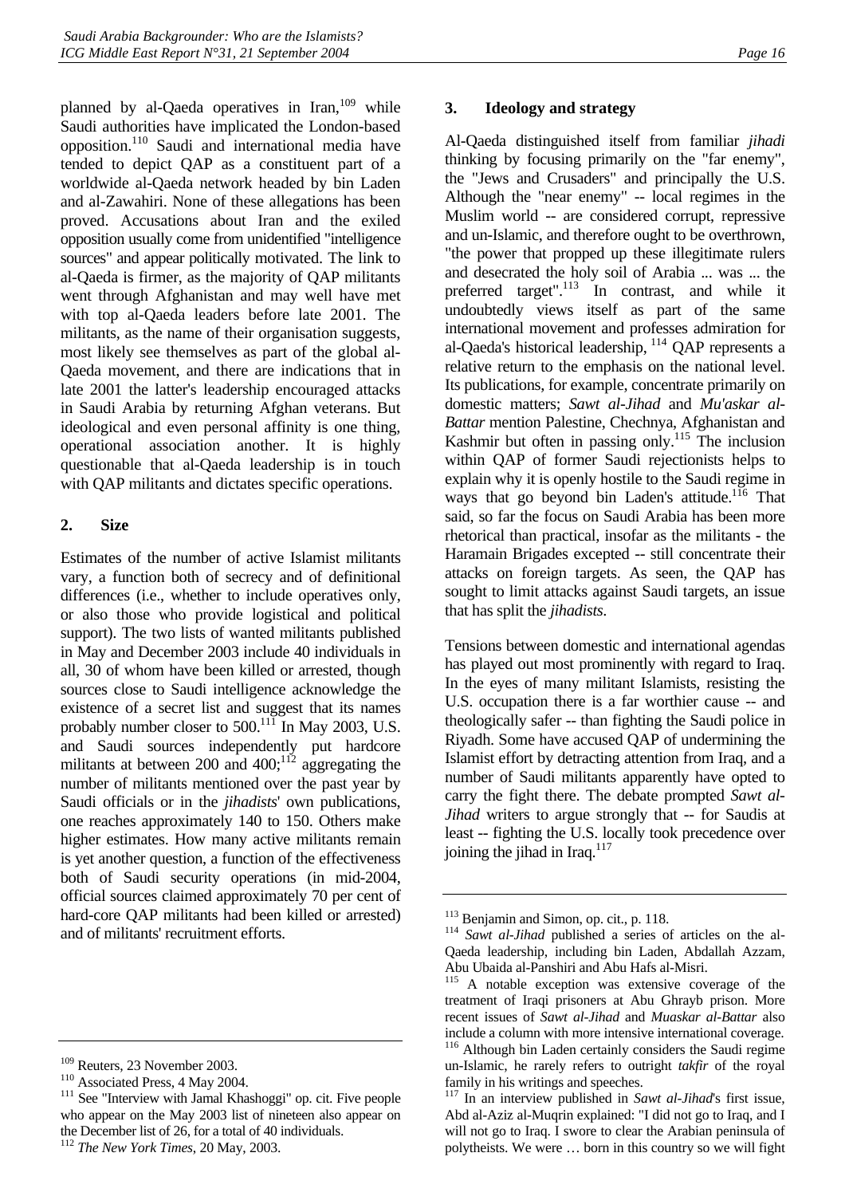planned by al-Qaeda operatives in Iran,[109] while Saudi authorities have implicated the London-based opposition.[110] Saudi and international media have tended to depict QAP as a constituent part of a worldwide al-Qaeda network headed by bin Laden and al-Zawahiri. None of these allegations has been proved. Accusations about Iran and the exiled opposition usually come from unidentified "intelligence sources" and appear politically motivated. The link to al-Qaeda is firmer, as the majority of QAP militants went through Afghanistan and may well have met with top al-Qaeda leaders before late 2001. The militants, as the name of their organisation suggests, most likely see themselves as part of the global al-Qaeda movement, and there are indications that in late 2001 the latter's leadership encouraged attacks in Saudi Arabia by returning Afghan veterans. But ideological and even personal affinity is one thing, operational association another. It is highly questionable that al-Qaeda leadership is in touch with QAP militants and dictates specific operations.

### 2. Size

Estimates of the number of active Islamist militants vary, a function both of secrecy and of definitional differences (i.e., whether to include operatives only, or also those who provide logistical and political support). The two lists of wanted militants published in May and December 2003 include 40 individuals in all, 30 of whom have been killed or arrested, though sources close to Saudi intelligence acknowledge the existence of a secret list and suggest that its names probably number closer to 500.[111] In May 2003, U.S. and Saudi sources independently put hardcore militants at between 200 and 400;[112] aggregating the number of militants mentioned over the past year by Saudi officials or in the *jihadists*' own publications, one reaches approximately 140 to 150. Others make higher estimates. How many active militants remain is yet another question, a function of the effectiveness both of Saudi security operations (in mid-2004, official sources claimed approximately 70 per cent of hard-core QAP militants had been killed or arrested) and of militants' recruitment efforts.

### 3. Ideology and strategy

Al-Qaeda distinguished itself from familiar *jihadi* thinking by focusing primarily on the "far enemy", the "Jews and Crusaders" and principally the U.S. Although the "near enemy" -- local regimes in the Muslim world -- are considered corrupt, repressive and un-Islamic, and therefore ought to be overthrown, "the power that propped up these illegitimate rulers and desecrated the holy soil of Arabia ... was ... the preferred target".[113] In contrast, and while it undoubtedly views itself as part of the same international movement and professes admiration for al-Qaeda's historical leadership, [114] QAP represents a relative return to the emphasis on the national level. Its publications, for example, concentrate primarily on domestic matters; *Sawt al-Jihad* and *Mu'askar al-Battar* mention Palestine, Chechnya, Afghanistan and Kashmir but often in passing only.[115] The inclusion within QAP of former Saudi rejectionists helps to explain why it is openly hostile to the Saudi regime in ways that go beyond bin Laden's attitude.[116] That said, so far the focus on Saudi Arabia has been more rhetorical than practical, insofar as the militants - the Haramain Brigades excepted -- still concentrate their attacks on foreign targets. As seen, the QAP has sought to limit attacks against Saudi targets, an issue that has split the *jihadists*.

Tensions between domestic and international agendas has played out most prominently with regard to Iraq. In the eyes of many militant Islamists, resisting the U.S. occupation there is a far worthier cause -- and theologically safer -- than fighting the Saudi police in Riyadh. Some have accused QAP of undermining the Islamist effort by detracting attention from Iraq, and a number of Saudi militants apparently have opted to carry the fight there. The debate prompted *Sawt al-Jihad* writers to argue strongly that -- for Saudis at least -- fighting the U.S. locally took precedence over joining the jihad in Iraq.[117]

---

[109] Reuters, 23 November 2003.

[110] Associated Press, 4 May 2004.

[111] See "Interview with Jamal Khashoggi" op. cit. Five people who appear on the May 2003 list of nineteen also appear on the December list of 26, for a total of 40 individuals.

[112] *The New York Times*, 20 May, 2003.

[113] Benjamin and Simon, op. cit., p. 118.

[114] *Sawt al-Jihad* published a series of articles on the al-Qaeda leadership, including bin Laden, Abdallah Azzam, Abu Ubaida al-Panshiri and Abu Hafs al-Misri.

[115] A notable exception was extensive coverage of the treatment of Iraqi prisoners at Abu Ghrayb prison. More recent issues of *Sawt al-Jihad* and *Muaskar al-Battar* also include a column with more intensive international coverage.

[116] Although bin Laden certainly considers the Saudi regime un-Islamic, he rarely refers to outright *takfir* of the royal family in his writings and speeches.

[117] In an interview published in *Sawt al-Jihad*'s first issue, Abd al-Aziz al-Muqrin explained: "I did not go to Iraq, and I will not go to Iraq. I swore to clear the Arabian peninsula of polytheists. We were … born in this country so we will fight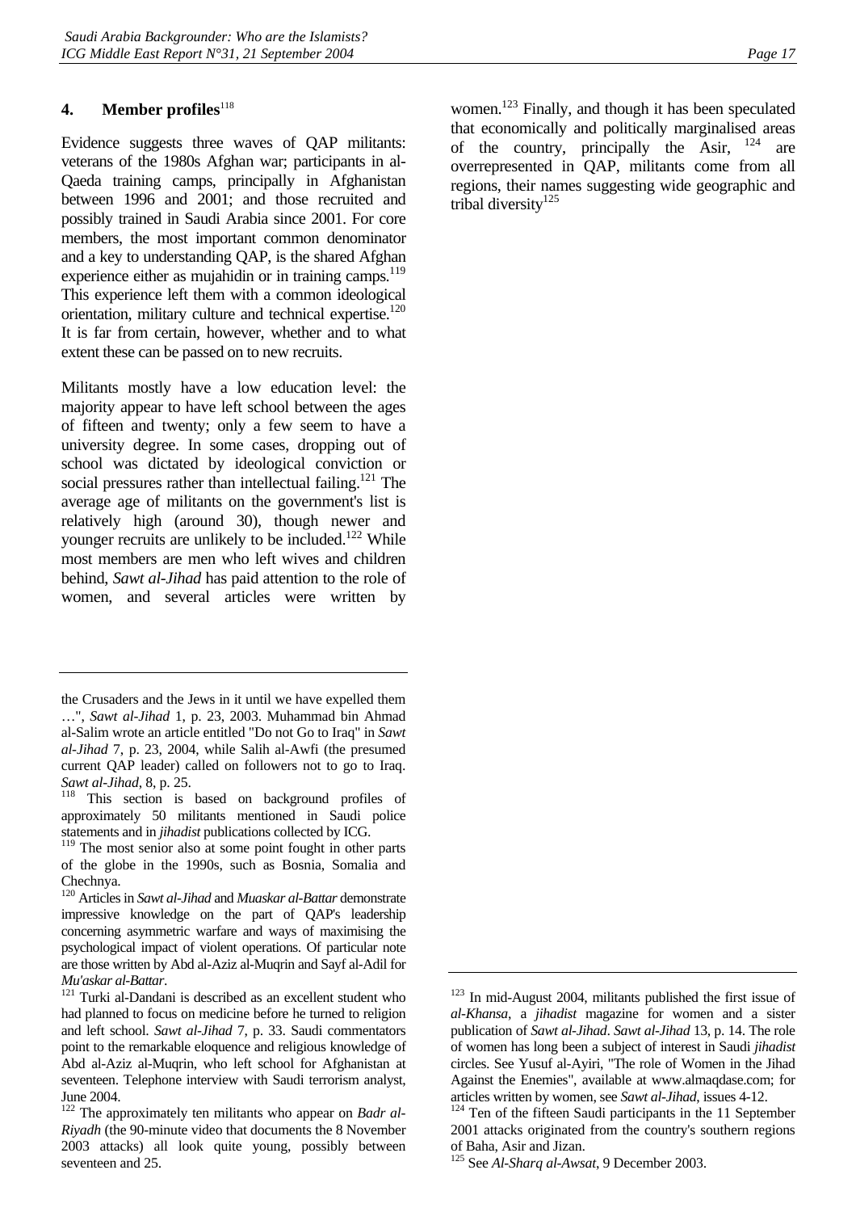#### 4. Member profiles[118]

Evidence suggests three waves of QAP militants: veterans of the 1980s Afghan war; participants in al-Qaeda training camps, principally in Afghanistan between 1996 and 2001; and those recruited and possibly trained in Saudi Arabia since 2001. For core members, the most important common denominator and a key to understanding QAP, is the shared Afghan experience either as mujahidin or in training camps.[119] This experience left them with a common ideological orientation, military culture and technical expertise.[120] It is far from certain, however, whether and to what extent these can be passed on to new recruits.

Militants mostly have a low education level: the majority appear to have left school between the ages of fifteen and twenty; only a few seem to have a university degree. In some cases, dropping out of school was dictated by ideological conviction or social pressures rather than intellectual failing.[121] The average age of militants on the government's list is relatively high (around 30), though newer and younger recruits are unlikely to be included.[122] While most members are men who left wives and children behind, *Sawt al-Jihad* has paid attention to the role of women, and several articles were written by women.[123] Finally, and though it has been speculated that economically and politically marginalised areas of the country, principally the Asir, [124] are overrepresented in QAP, militants come from all regions, their names suggesting wide geographic and tribal diversity[125]

---

the Crusaders and the Jews in it until we have expelled them …", *Sawt al-Jihad* 1, p. 23, 2003. Muhammad bin Ahmad al-Salim wrote an article entitled "Do not Go to Iraq" in *Sawt al-Jihad* 7, p. 23, 2004, while Salih al-Awfi (the presumed current QAP leader) called on followers not to go to Iraq. *Sawt al-Jihad*, 8, p. 25.

[118] This section is based on background profiles of approximately 50 militants mentioned in Saudi police statements and in *jihadist* publications collected by ICG.

[119] The most senior also at some point fought in other parts of the globe in the 1990s, such as Bosnia, Somalia and Chechnya.

[120] Articles in *Sawt al-Jihad* and *Muaskar al-Battar* demonstrate impressive knowledge on the part of QAP's leadership concerning asymmetric warfare and ways of maximising the psychological impact of violent operations. Of particular note are those written by Abd al-Aziz al-Muqrin and Sayf al-Adil for *Mu'askar al-Battar*.

[121] Turki al-Dandani is described as an excellent student who had planned to focus on medicine before he turned to religion and left school. *Sawt al-Jihad* 7, p. 33. Saudi commentators point to the remarkable eloquence and religious knowledge of Abd al-Aziz al-Muqrin, who left school for Afghanistan at seventeen. Telephone interview with Saudi terrorism analyst, June 2004.

[122] The approximately ten militants who appear on *Badr al-Riyadh* (the 90-minute video that documents the 8 November 2003 attacks) all look quite young, possibly between seventeen and 25.

[123] In mid-August 2004, militants published the first issue of *al-Khansa*, a *jihadist* magazine for women and a sister publication of *Sawt al-Jihad*. *Sawt al-Jihad* 13, p. 14. The role of women has long been a subject of interest in Saudi *jihadist* circles. See Yusuf al-Ayiri, "The role of Women in the Jihad Against the Enemies", available at www.almaqdase.com; for articles written by women, see *Sawt al-Jihad*, issues 4-12.

[124] Ten of the fifteen Saudi participants in the 11 September 2001 attacks originated from the country's southern regions of Baha, Asir and Jizan.

[125] See *Al-Sharq al-Awsat*, 9 December 2003.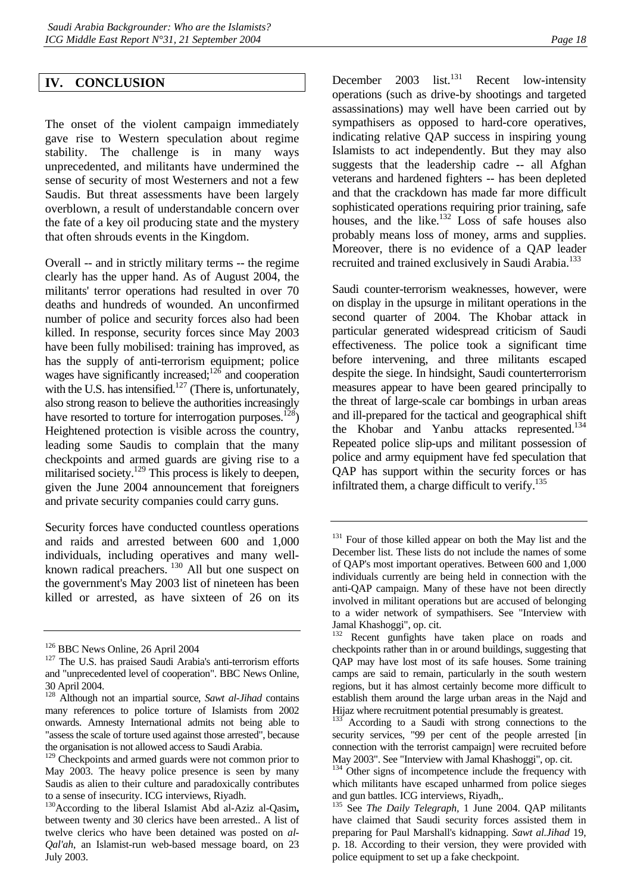## IV. CONCLUSION

The onset of the violent campaign immediately gave rise to Western speculation about regime stability. The challenge is in many ways unprecedented, and militants have undermined the sense of security of most Westerners and not a few Saudis. But threat assessments have been largely overblown, a result of understandable concern over the fate of a key oil producing state and the mystery that often shrouds events in the Kingdom.

Overall -- and in strictly military terms -- the regime clearly has the upper hand. As of August 2004, the militants' terror operations had resulted in over 70 deaths and hundreds of wounded. An unconfirmed number of police and security forces also had been killed. In response, security forces since May 2003 have been fully mobilised: training has improved, as has the supply of anti-terrorism equipment; police wages have significantly increased;[126] and cooperation with the U.S. has intensified.[127] (There is, unfortunately, also strong reason to believe the authorities increasingly have resorted to torture for interrogation purposes.[128]) Heightened protection is visible across the country, leading some Saudis to complain that the many checkpoints and armed guards are giving rise to a militarised society.[129] This process is likely to deepen, given the June 2004 announcement that foreigners and private security companies could carry guns.

Security forces have conducted countless operations and raids and arrested between 600 and 1,000 individuals, including operatives and many well-known radical preachers.[130] All but one suspect on the government's May 2003 list of nineteen has been killed or arrested, as have sixteen of 26 on its December 2003 list.[131] Recent low-intensity operations (such as drive-by shootings and targeted assassinations) may well have been carried out by sympathisers as opposed to hard-core operatives, indicating relative QAP success in inspiring young Islamists to act independently. But they may also suggests that the leadership cadre -- all Afghan veterans and hardened fighters -- has been depleted and that the crackdown has made far more difficult sophisticated operations requiring prior training, safe houses, and the like.[132] Loss of safe houses also probably means loss of money, arms and supplies. Moreover, there is no evidence of a QAP leader recruited and trained exclusively in Saudi Arabia.[133]

Saudi counter-terrorism weaknesses, however, were on display in the upsurge in militant operations in the second quarter of 2004. The Khobar attack in particular generated widespread criticism of Saudi effectiveness. The police took a significant time before intervening, and three militants escaped despite the siege. In hindsight, Saudi counterterrorism measures appear to have been geared principally to the threat of large-scale car bombings in urban areas and ill-prepared for the tactical and geographical shift the Khobar and Yanbu attacks represented.[134] Repeated police slip-ups and militant possession of police and army equipment have fed speculation that QAP has support within the security forces or has infiltrated them, a charge difficult to verify.[135]

---

[126] BBC News Online, 26 April 2004

[127] The U.S. has praised Saudi Arabia's anti-terrorism efforts and "unprecedented level of cooperation". BBC News Online, 30 April 2004.

[128] Although not an impartial source, *Sawt al-Jihad* contains many references to police torture of Islamists from 2002 onwards. Amnesty International admits not being able to "assess the scale of torture used against those arrested", because the organisation is not allowed access to Saudi Arabia.

[129] Checkpoints and armed guards were not common prior to May 2003. The heavy police presence is seen by many Saudis as alien to their culture and paradoxically contributes to a sense of insecurity. ICG interviews, Riyadh.

[130] According to the liberal Islamist Abd al-Aziz al-Qasim**,** between twenty and 30 clerics have been arrested.. A list of twelve clerics who have been detained was posted on *al-Qal'ah*, an Islamist-run web-based message board, on 23 July 2003.

[131] Four of those killed appear on both the May list and the December list. These lists do not include the names of some of QAP's most important operatives. Between 600 and 1,000 individuals currently are being held in connection with the anti-QAP campaign. Many of these have not been directly involved in militant operations but are accused of belonging to a wider network of sympathisers. See "Interview with Jamal Khashoggi", op. cit.

[132] Recent gunfights have taken place on roads and checkpoints rather than in or around buildings, suggesting that QAP may have lost most of its safe houses. Some training camps are said to remain, particularly in the south western regions, but it has almost certainly become more difficult to establish them around the large urban areas in the Najd and Hijaz where recruitment potential presumably is greatest.

[133] According to a Saudi with strong connections to the security services, "99 per cent of the people arrested [in connection with the terrorist campaign] were recruited before May 2003". See "Interview with Jamal Khashoggi", op. cit.

[134] Other signs of incompetence include the frequency with which militants have escaped unharmed from police sieges and gun battles. ICG interviews, Riyadh,.

[135] See *The Daily Telegraph*, 1 June 2004. QAP militants have claimed that Saudi security forces assisted them in preparing for Paul Marshall's kidnapping. *Sawt al.Jihad* 19, p. 18. According to their version, they were provided with police equipment to set up a fake checkpoint.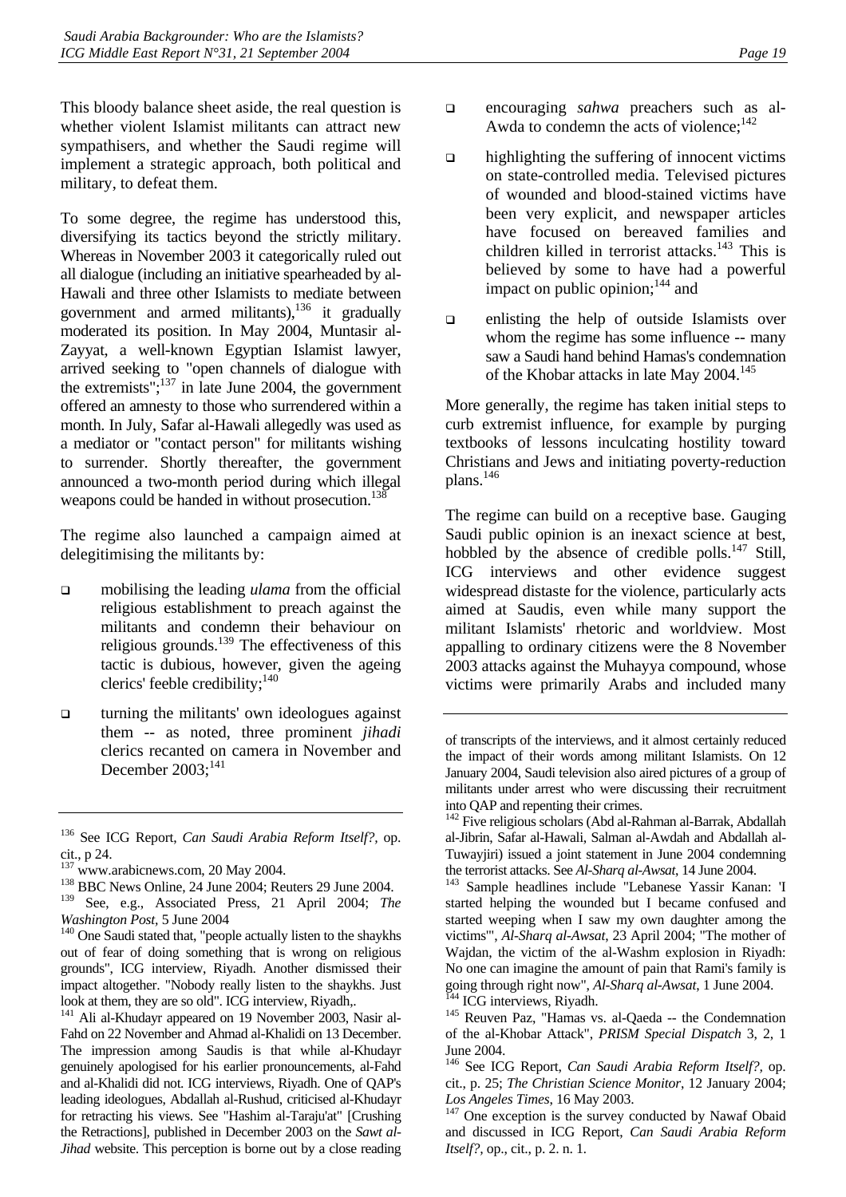This bloody balance sheet aside, the real question is whether violent Islamist militants can attract new sympathisers, and whether the Saudi regime will implement a strategic approach, both political and military, to defeat them.

To some degree, the regime has understood this, diversifying its tactics beyond the strictly military. Whereas in November 2003 it categorically ruled out all dialogue (including an initiative spearheaded by al-Hawali and three other Islamists to mediate between government and armed militants),[136] it gradually moderated its position. In May 2004, Muntasir al-Zayyat, a well-known Egyptian Islamist lawyer, arrived seeking to "open channels of dialogue with the extremists";[137] in late June 2004, the government offered an amnesty to those who surrendered within a month. In July, Safar al-Hawali allegedly was used as a mediator or "contact person" for militants wishing to surrender. Shortly thereafter, the government announced a two-month period during which illegal weapons could be handed in without prosecution.[138]

The regime also launched a campaign aimed at delegitimising the militants by:

- mobilising the leading *ulama* from the official religious establishment to preach against the militants and condemn their behaviour on religious grounds.[139] The effectiveness of this tactic is dubious, however, given the ageing clerics' feeble credibility;[140]
- turning the militants' own ideologues against them -- as noted, three prominent *jihadi* clerics recanted on camera in November and December 2003;[141]
- encouraging *sahwa* preachers such as al-Awda to condemn the acts of violence;[142]
- highlighting the suffering of innocent victims on state-controlled media. Televised pictures of wounded and blood-stained victims have been very explicit, and newspaper articles have focused on bereaved families and children killed in terrorist attacks.[143] This is believed by some to have had a powerful impact on public opinion;[144] and
- enlisting the help of outside Islamists over whom the regime has some influence -- many saw a Saudi hand behind Hamas's condemnation of the Khobar attacks in late May 2004.[145]

More generally, the regime has taken initial steps to curb extremist influence, for example by purging textbooks of lessons inculcating hostility toward Christians and Jews and initiating poverty-reduction plans.[146]

The regime can build on a receptive base. Gauging Saudi public opinion is an inexact science at best, hobbled by the absence of credible polls.[147] Still, ICG interviews and other evidence suggest widespread distaste for the violence, particularly acts aimed at Saudis, even while many support the militant Islamists' rhetoric and worldview. Most appalling to ordinary citizens were the 8 November 2003 attacks against the Muhayya compound, whose victims were primarily Arabs and included many

---

[136] See ICG Report, *Can Saudi Arabia Reform Itself?,* op. cit., p 24.

[137] www.arabicnews.com, 20 May 2004.

[138] BBC News Online, 24 June 2004; Reuters 29 June 2004.

[139] See, e.g., Associated Press, 21 April 2004; *The Washington Post*, 5 June 2004

[140] One Saudi stated that, "people actually listen to the shaykhs out of fear of doing something that is wrong on religious grounds", ICG interview, Riyadh. Another dismissed their impact altogether. "Nobody really listen to the shaykhs. Just look at them, they are so old". ICG interview, Riyadh,.

[141] Ali al-Khudayr appeared on 19 November 2003, Nasir al-Fahd on 22 November and Ahmad al-Khalidi on 13 December. The impression among Saudis is that while al-Khudayr genuinely apologised for his earlier pronouncements, al-Fahd and al-Khalidi did not. ICG interviews, Riyadh. One of QAP's leading ideologues, Abdallah al-Rushud, criticised al-Khudayr for retracting his views. See "Hashim al-Taraju'at" [Crushing the Retractions], published in December 2003 on the *Sawt al-Jihad* website. This perception is borne out by a close reading of transcripts of the interviews, and it almost certainly reduced the impact of their words among militant Islamists. On 12 January 2004, Saudi television also aired pictures of a group of militants under arrest who were discussing their recruitment into QAP and repenting their crimes.

[142] Five religious scholars (Abd al-Rahman al-Barrak, Abdallah al-Jibrin, Safar al-Hawali, Salman al-Awdah and Abdallah al-Tuwayjiri) issued a joint statement in June 2004 condemning the terrorist attacks. See *Al-Sharq al-Awsat*, 14 June 2004.

[143] Sample headlines include "Lebanese Yassir Kanan: 'I started helping the wounded but I became confused and started weeping when I saw my own daughter among the victims'", *Al-Sharq al-Awsat*, 23 April 2004; "The mother of Wajdan, the victim of the al-Washm explosion in Riyadh: No one can imagine the amount of pain that Rami's family is going through right now", *Al-Sharq al-Awsat,* 1 June 2004.

[144] ICG interviews, Riyadh.

[145] Reuven Paz, "Hamas vs. al-Qaeda -- the Condemnation of the al-Khobar Attack", *PRISM Special Dispatch* 3, 2, 1 June 2004.

[146] See ICG Report, *Can Saudi Arabia Reform Itself?,* op. cit., p. 25; *The Christian Science Monitor*, 12 January 2004; *Los Angeles Times*, 16 May 2003.

[147] One exception is the survey conducted by Nawaf Obaid and discussed in ICG Report, *Can Saudi Arabia Reform Itself?,* op., cit., p. 2. n. 1.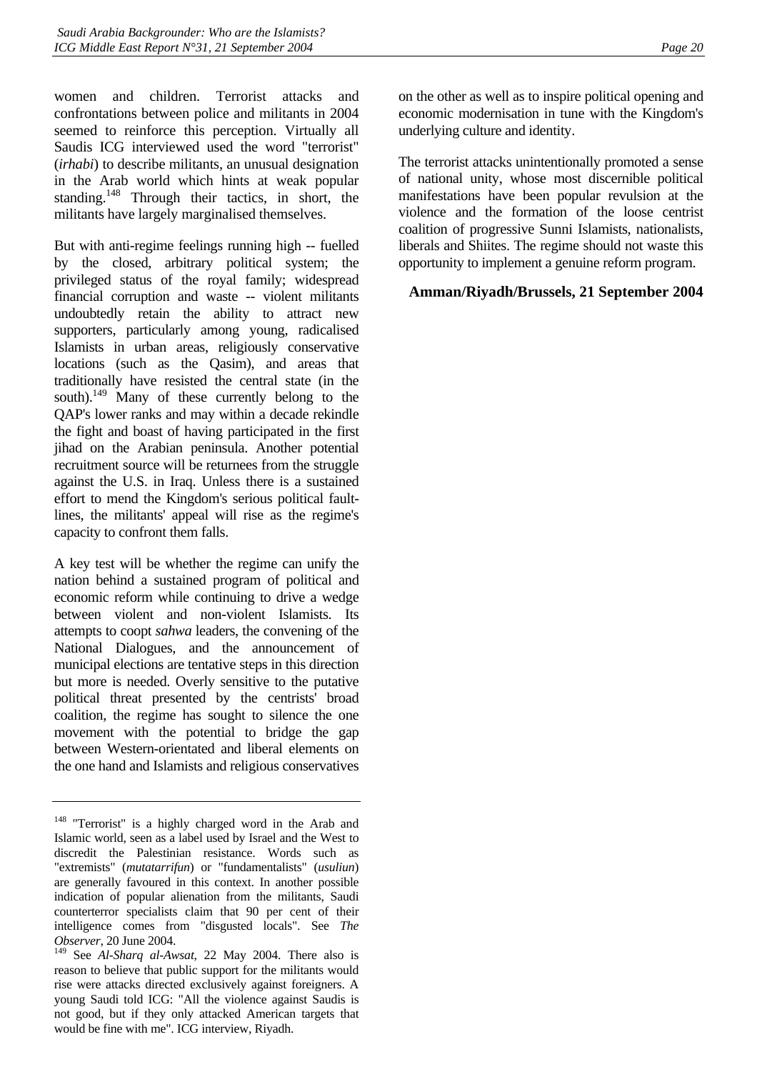women and children. Terrorist attacks and confrontations between police and militants in 2004 seemed to reinforce this perception. Virtually all Saudis ICG interviewed used the word "terrorist" (*irhabi*) to describe militants, an unusual designation in the Arab world which hints at weak popular standing.[148] Through their tactics, in short, the militants have largely marginalised themselves.

But with anti-regime feelings running high -- fuelled by the closed, arbitrary political system; the privileged status of the royal family; widespread financial corruption and waste -- violent militants undoubtedly retain the ability to attract new supporters, particularly among young, radicalised Islamists in urban areas, religiously conservative locations (such as the Qasim), and areas that traditionally have resisted the central state (in the south).[149] Many of these currently belong to the QAP's lower ranks and may within a decade rekindle the fight and boast of having participated in the first jihad on the Arabian peninsula. Another potential recruitment source will be returnees from the struggle against the U.S. in Iraq. Unless there is a sustained effort to mend the Kingdom's serious political fault-lines, the militants' appeal will rise as the regime's capacity to confront them falls.

A key test will be whether the regime can unify the nation behind a sustained program of political and economic reform while continuing to drive a wedge between violent and non-violent Islamists. Its attempts to coopt *sahwa* leaders, the convening of the National Dialogues, and the announcement of municipal elections are tentative steps in this direction but more is needed. Overly sensitive to the putative political threat presented by the centrists' broad coalition, the regime has sought to silence the one movement with the potential to bridge the gap between Western-orientated and liberal elements on the one hand and Islamists and religious conservatives on the other as well as to inspire political opening and economic modernisation in tune with the Kingdom's underlying culture and identity.

The terrorist attacks unintentionally promoted a sense of national unity, whose most discernible political manifestations have been popular revulsion at the violence and the formation of the loose centrist coalition of progressive Sunni Islamists, nationalists, liberals and Shiites. The regime should not waste this opportunity to implement a genuine reform program.

**Amman/Riyadh/Brussels, 21 September 2004**

---

[148] "Terrorist" is a highly charged word in the Arab and Islamic world, seen as a label used by Israel and the West to discredit the Palestinian resistance. Words such as "extremists" (*mutatarrifun*) or "fundamentalists" (*usuliun*) are generally favoured in this context. In another possible indication of popular alienation from the militants, Saudi counterterror specialists claim that 90 per cent of their intelligence comes from "disgusted locals". See *The Observer*, 20 June 2004.

[149] See *Al-Sharq al-Awsat*, 22 May 2004. There also is reason to believe that public support for the militants would rise were attacks directed exclusively against foreigners. A young Saudi told ICG: "All the violence against Saudis is not good, but if they only attacked American targets that would be fine with me". ICG interview, Riyadh.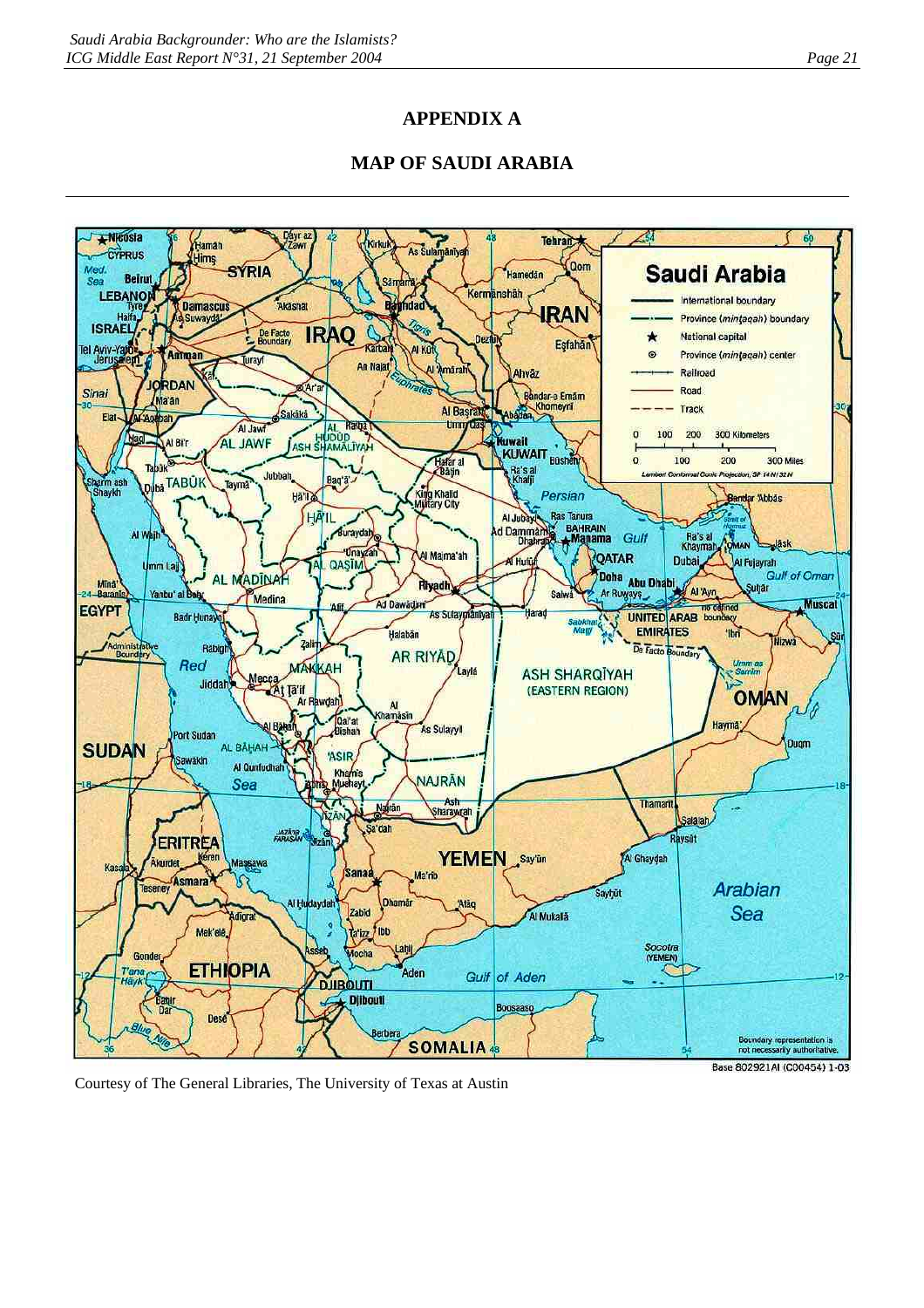# APPENDIX A

## MAP OF SAUDI ARABIA

Courtesy of The General Libraries, The University of Texas at Austin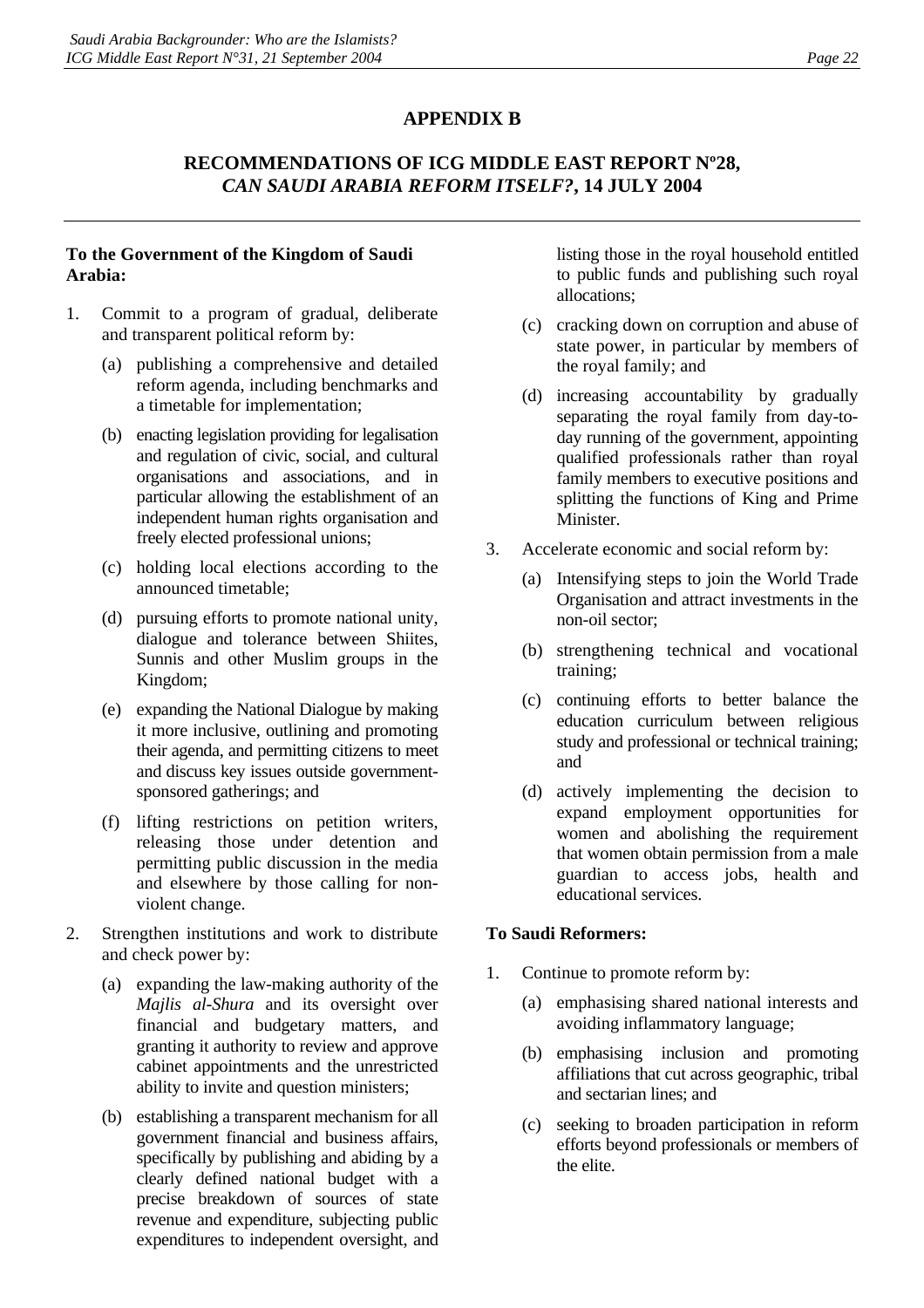# APPENDIX B

## RECOMMENDATIONS OF ICG MIDDLE EAST REPORT Nº28, *CAN SAUDI ARABIA REFORM ITSELF?*, 14 JULY 2004

**To the Government of the Kingdom of Saudi Arabia:**

1. Commit to a program of gradual, deliberate and transparent political reform by:

   (a) publishing a comprehensive and detailed reform agenda, including benchmarks and a timetable for implementation;

   (b) enacting legislation providing for legalisation and regulation of civic, social, and cultural organisations and associations, and in particular allowing the establishment of an independent human rights organisation and freely elected professional unions;

   (c) holding local elections according to the announced timetable;

   (d) pursuing efforts to promote national unity, dialogue and tolerance between Shiites, Sunnis and other Muslim groups in the Kingdom;

   (e) expanding the National Dialogue by making it more inclusive, outlining and promoting their agenda, and permitting citizens to meet and discuss key issues outside government-sponsored gatherings; and

   (f) lifting restrictions on petition writers, releasing those under detention and permitting public discussion in the media and elsewhere by those calling for non-violent change.

2. Strengthen institutions and work to distribute and check power by:

   (a) expanding the law-making authority of the *Majlis al-Shura* and its oversight over financial and budgetary matters, and granting it authority to review and approve cabinet appointments and the unrestricted ability to invite and question ministers;

   (b) establishing a transparent mechanism for all government financial and business affairs, specifically by publishing and abiding by a clearly defined national budget with a precise breakdown of sources of state revenue and expenditure, subjecting public expenditures to independent oversight, and listing those in the royal household entitled to public funds and publishing such royal allocations;

   (c) cracking down on corruption and abuse of state power, in particular by members of the royal family; and

   (d) increasing accountability by gradually separating the royal family from day-to-day running of the government, appointing qualified professionals rather than royal family members to executive positions and splitting the functions of King and Prime Minister.

3. Accelerate economic and social reform by:

   (a) Intensifying steps to join the World Trade Organisation and attract investments in the non-oil sector;

   (b) strengthening technical and vocational training;

   (c) continuing efforts to better balance the education curriculum between religious study and professional or technical training; and

   (d) actively implementing the decision to expand employment opportunities for women and abolishing the requirement that women obtain permission from a male guardian to access jobs, health and educational services.

**To Saudi Reformers:**

1. Continue to promote reform by:

   (a) emphasising shared national interests and avoiding inflammatory language;

   (b) emphasising inclusion and promoting affiliations that cut across geographic, tribal and sectarian lines; and

   (c) seeking to broaden participation in reform efforts beyond professionals or members of the elite.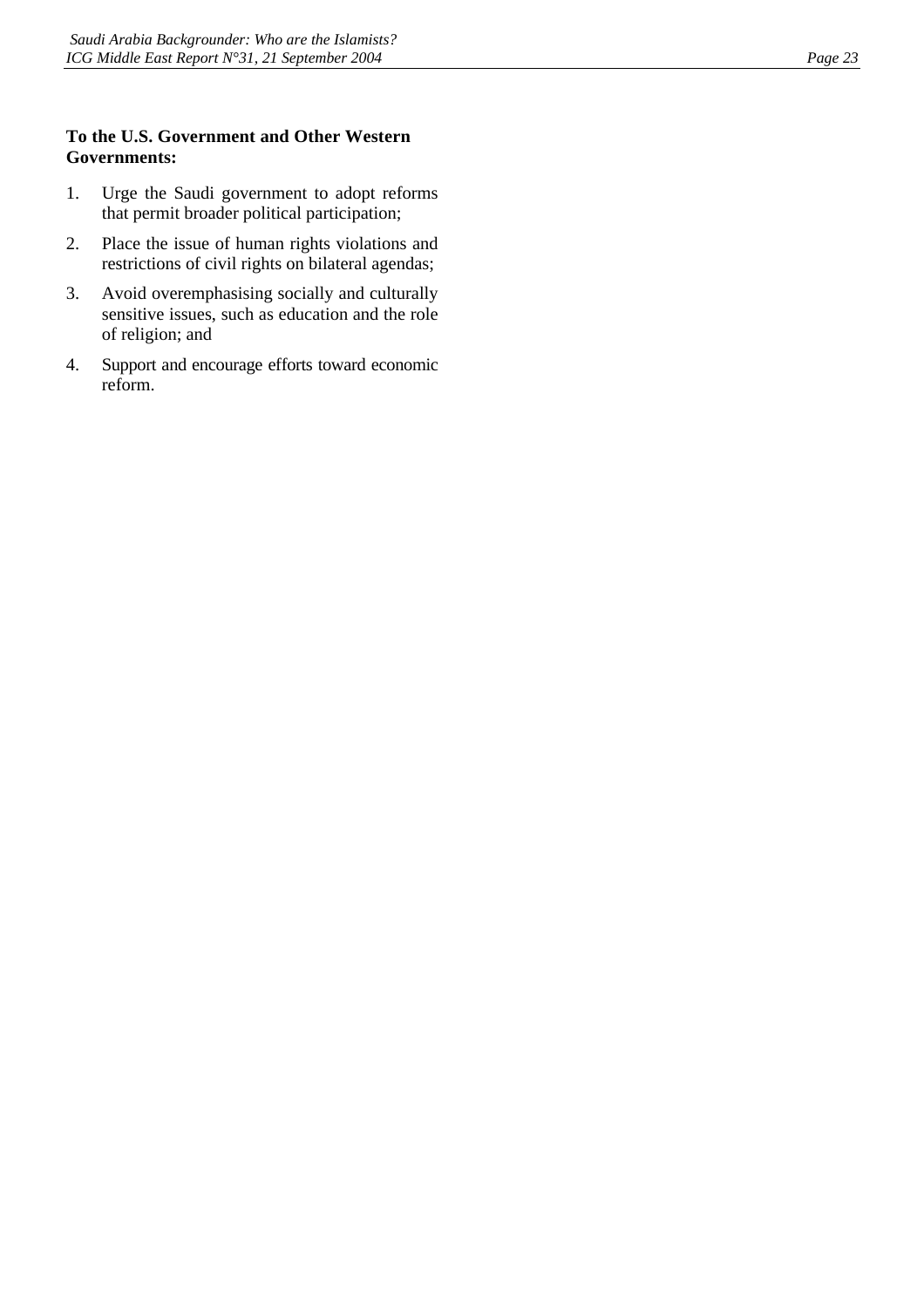**To the U.S. Government and Other Western Governments:**

1. Urge the Saudi government to adopt reforms that permit broader political participation;
2. Place the issue of human rights violations and restrictions of civil rights on bilateral agendas;
3. Avoid overemphasising socially and culturally sensitive issues, such as education and the role of religion; and
4. Support and encourage efforts toward economic reform.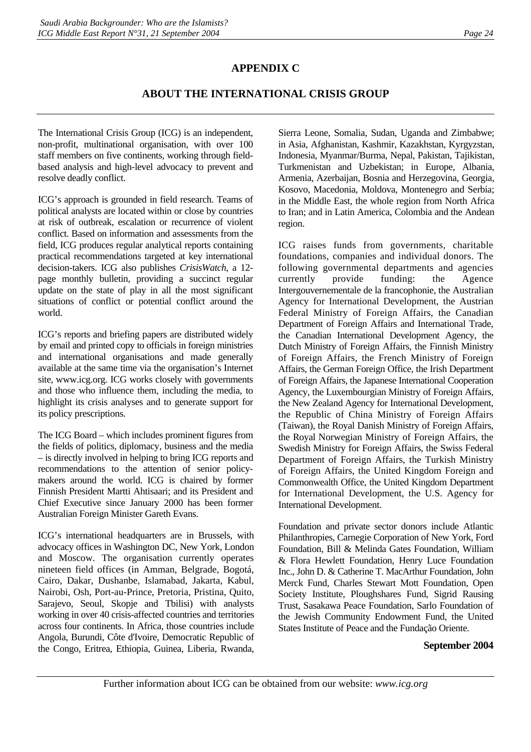# APPENDIX C

## ABOUT THE INTERNATIONAL CRISIS GROUP

The International Crisis Group (ICG) is an independent, non-profit, multinational organisation, with over 100 staff members on five continents, working through field-based analysis and high-level advocacy to prevent and resolve deadly conflict.

ICG's approach is grounded in field research. Teams of political analysts are located within or close by countries at risk of outbreak, escalation or recurrence of violent conflict. Based on information and assessments from the field, ICG produces regular analytical reports containing practical recommendations targeted at key international decision-takers. ICG also publishes *CrisisWatch*, a 12-page monthly bulletin, providing a succinct regular update on the state of play in all the most significant situations of conflict or potential conflict around the world.

ICG's reports and briefing papers are distributed widely by email and printed copy to officials in foreign ministries and international organisations and made generally available at the same time via the organisation's Internet site, www.icg.org. ICG works closely with governments and those who influence them, including the media, to highlight its crisis analyses and to generate support for its policy prescriptions.

The ICG Board – which includes prominent figures from the fields of politics, diplomacy, business and the media – is directly involved in helping to bring ICG reports and recommendations to the attention of senior policy-makers around the world. ICG is chaired by former Finnish President Martti Ahtisaari; and its President and Chief Executive since January 2000 has been former Australian Foreign Minister Gareth Evans.

ICG's international headquarters are in Brussels, with advocacy offices in Washington DC, New York, London and Moscow. The organisation currently operates nineteen field offices (in Amman, Belgrade, Bogotá, Cairo, Dakar, Dushanbe, Islamabad, Jakarta, Kabul, Nairobi, Osh, Port-au-Prince, Pretoria, Pristina, Quito, Sarajevo, Seoul, Skopje and Tbilisi) with analysts working in over 40 crisis-affected countries and territories across four continents. In Africa, those countries include Angola, Burundi, Côte d'Ivoire, Democratic Republic of the Congo, Eritrea, Ethiopia, Guinea, Liberia, Rwanda, Sierra Leone, Somalia, Sudan, Uganda and Zimbabwe; in Asia, Afghanistan, Kashmir, Kazakhstan, Kyrgyzstan, Indonesia, Myanmar/Burma, Nepal, Pakistan, Tajikistan, Turkmenistan and Uzbekistan; in Europe, Albania, Armenia, Azerbaijan, Bosnia and Herzegovina, Georgia, Kosovo, Macedonia, Moldova, Montenegro and Serbia; in the Middle East, the whole region from North Africa to Iran; and in Latin America, Colombia and the Andean region.

ICG raises funds from governments, charitable foundations, companies and individual donors. The following governmental departments and agencies currently provide funding: the Agence Intergouvernementale de la francophonie, the Australian Agency for International Development, the Austrian Federal Ministry of Foreign Affairs, the Canadian Department of Foreign Affairs and International Trade, the Canadian International Development Agency, the Dutch Ministry of Foreign Affairs, the Finnish Ministry of Foreign Affairs, the French Ministry of Foreign Affairs, the German Foreign Office, the Irish Department of Foreign Affairs, the Japanese International Cooperation Agency, the Luxembourgian Ministry of Foreign Affairs, the New Zealand Agency for International Development, the Republic of China Ministry of Foreign Affairs (Taiwan), the Royal Danish Ministry of Foreign Affairs, the Royal Norwegian Ministry of Foreign Affairs, the Swedish Ministry for Foreign Affairs, the Swiss Federal Department of Foreign Affairs, the Turkish Ministry of Foreign Affairs, the United Kingdom Foreign and Commonwealth Office, the United Kingdom Department for International Development, the U.S. Agency for International Development.

Foundation and private sector donors include Atlantic Philanthropies, Carnegie Corporation of New York, Ford Foundation, Bill & Melinda Gates Foundation, William & Flora Hewlett Foundation, Henry Luce Foundation Inc., John D. & Catherine T. MacArthur Foundation, John Merck Fund, Charles Stewart Mott Foundation, Open Society Institute, Ploughshares Fund, Sigrid Rausing Trust, Sasakawa Peace Foundation, Sarlo Foundation of the Jewish Community Endowment Fund, the United States Institute of Peace and the Fundação Oriente.

**September 2004**

Further information about ICG can be obtained from our website: *www.icg.org*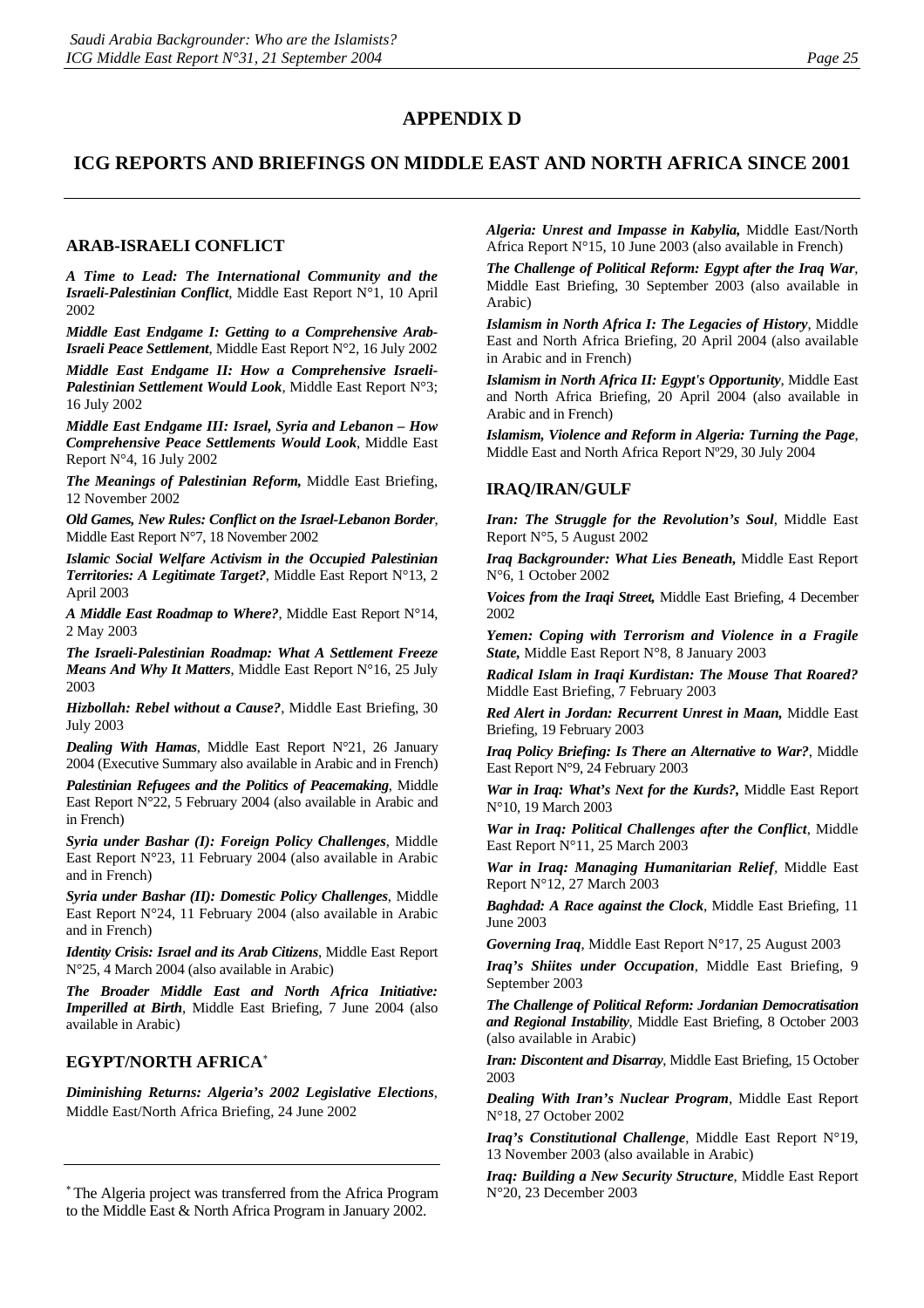# APPENDIX D

## ICG REPORTS AND BRIEFINGS ON MIDDLE EAST AND NORTH AFRICA SINCE 2001

### ARAB-ISRAELI CONFLICT

***A Time to Lead: The International Community and the Israeli-Palestinian Conflict***, Middle East Report N°1, 10 April 2002

***Middle East Endgame I: Getting to a Comprehensive Arab-Israeli Peace Settlement***, Middle East Report N°2, 16 July 2002

***Middle East Endgame II: How a Comprehensive Israeli-Palestinian Settlement Would Look***, Middle East Report N°3; 16 July 2002

***Middle East Endgame III: Israel, Syria and Lebanon – How Comprehensive Peace Settlements Would Look***, Middle East Report N°4, 16 July 2002

***The Meanings of Palestinian Reform,*** Middle East Briefing, 12 November 2002

***Old Games, New Rules: Conflict on the Israel-Lebanon Border***, Middle East Report N°7, 18 November 2002

***Islamic Social Welfare Activism in the Occupied Palestinian Territories: A Legitimate Target?***, Middle East Report N°13, 2 April 2003

***A Middle East Roadmap to Where?***, Middle East Report N°14, 2 May 2003

***The Israeli-Palestinian Roadmap: What A Settlement Freeze Means And Why It Matters***, Middle East Report N°16, 25 July 2003

***Hizbollah: Rebel without a Cause?***, Middle East Briefing, 30 July 2003

***Dealing With Hamas***, Middle East Report N°21, 26 January 2004 (Executive Summary also available in Arabic and in French)

***Palestinian Refugees and the Politics of Peacemaking***, Middle East Report N°22, 5 February 2004 (also available in Arabic and in French)

***Syria under Bashar (I): Foreign Policy Challenges***, Middle East Report N°23, 11 February 2004 (also available in Arabic and in French)

***Syria under Bashar (II): Domestic Policy Challenges***, Middle East Report N°24, 11 February 2004 (also available in Arabic and in French)

***Identity Crisis: Israel and its Arab Citizens***, Middle East Report N°25, 4 March 2004 (also available in Arabic)

***The Broader Middle East and North Africa Initiative: Imperilled at Birth***, Middle East Briefing, 7 June 2004 (also available in Arabic)

### EGYPT/NORTH AFRICA*

***Diminishing Returns: Algeria's 2002 Legislative Elections***, Middle East/North Africa Briefing, 24 June 2002

***Algeria: Unrest and Impasse in Kabylia,*** Middle East/North Africa Report N°15, 10 June 2003 (also available in French)

***The Challenge of Political Reform: Egypt after the Iraq War***, Middle East Briefing, 30 September 2003 (also available in Arabic)

***Islamism in North Africa I: The Legacies of History***, Middle East and North Africa Briefing, 20 April 2004 (also available in Arabic and in French)

***Islamism in North Africa II: Egypt's Opportunity***, Middle East and North Africa Briefing, 20 April 2004 (also available in Arabic and in French)

***Islamism, Violence and Reform in Algeria: Turning the Page***, Middle East and North Africa Report Nº29, 30 July 2004

### IRAQ/IRAN/GULF

***Iran: The Struggle for the Revolution's Soul***, Middle East Report N°5, 5 August 2002

***Iraq Backgrounder: What Lies Beneath,*** Middle East Report N°6, 1 October 2002

***Voices from the Iraqi Street,*** Middle East Briefing, 4 December 2002

***Yemen: Coping with Terrorism and Violence in a Fragile State,*** Middle East Report N°8, 8 January 2003

***Radical Islam in Iraqi Kurdistan: The Mouse That Roared?*** Middle East Briefing, 7 February 2003

***Red Alert in Jordan: Recurrent Unrest in Maan,*** Middle East Briefing, 19 February 2003

***Iraq Policy Briefing: Is There an Alternative to War?***, Middle East Report N°9, 24 February 2003

***War in Iraq: What's Next for the Kurds?,*** Middle East Report N°10, 19 March 2003

***War in Iraq: Political Challenges after the Conflict***, Middle East Report N°11, 25 March 2003

***War in Iraq: Managing Humanitarian Relief***, Middle East Report N°12, 27 March 2003

***Baghdad: A Race against the Clock***, Middle East Briefing, 11 June 2003

***Governing Iraq***, Middle East Report N°17, 25 August 2003

***Iraq's Shiites under Occupation***, Middle East Briefing, 9 September 2003

***The Challenge of Political Reform: Jordanian Democratisation and Regional Instability***, Middle East Briefing, 8 October 2003 (also available in Arabic)

***Iran: Discontent and Disarray***, Middle East Briefing, 15 October 2003

***Dealing With Iran's Nuclear Program***, Middle East Report N°18, 27 October 2002

***Iraq's Constitutional Challenge***, Middle East Report N°19, 13 November 2003 (also available in Arabic)

***Iraq: Building a New Security Structure***, Middle East Report N°20, 23 December 2003

---

* The Algeria project was transferred from the Africa Program to the Middle East & North Africa Program in January 2002.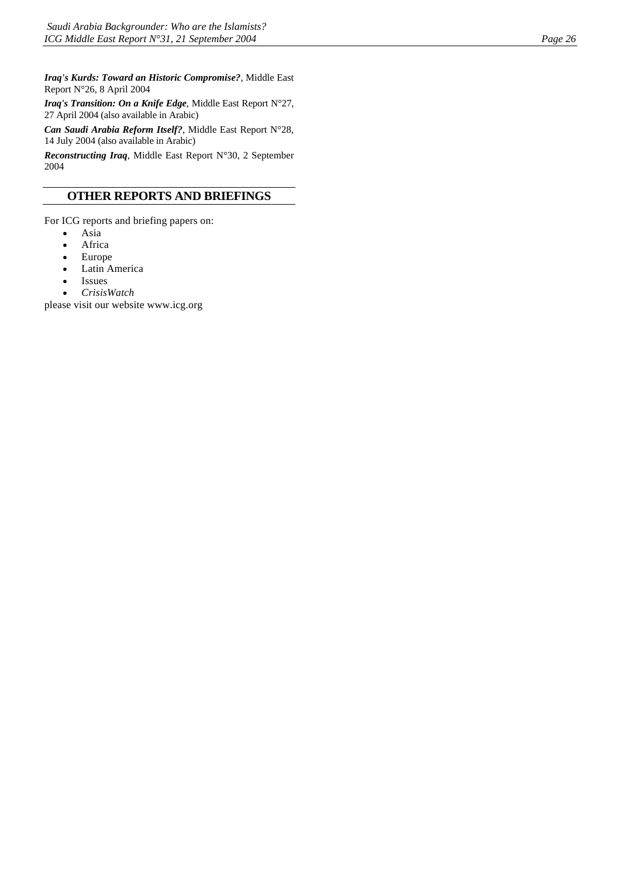***Iraq's Kurds: Toward an Historic Compromise?***, Middle East Report N°26, 8 April 2004

***Iraq's Transition: On a Knife Edge***, Middle East Report N°27, 27 April 2004 (also available in Arabic)

***Can Saudi Arabia Reform Itself?***, Middle East Report N°28, 14 July 2004 (also available in Arabic)

***Reconstructing Iraq***, Middle East Report N°30, 2 September 2004

## OTHER REPORTS AND BRIEFINGS

For ICG reports and briefing papers on:

- Asia
- Africa
- Europe
- Latin America
- Issues
- *CrisisWatch*

please visit our website www.icg.org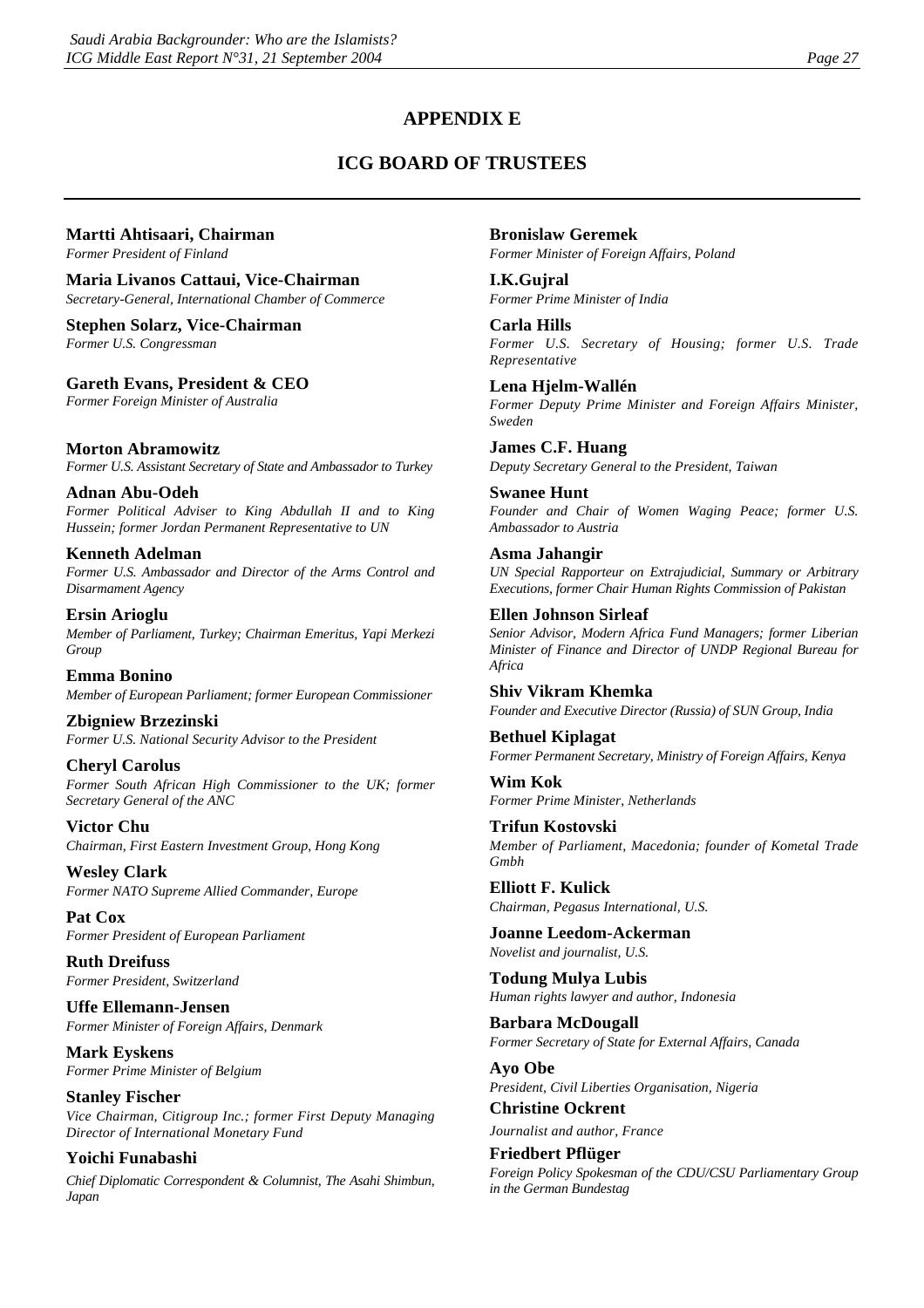## APPENDIX E

## ICG BOARD OF TRUSTEES

**Martti Ahtisaari, Chairman**
*Former President of Finland*

**Maria Livanos Cattaui, Vice-Chairman**
*Secretary-General, International Chamber of Commerce*

**Stephen Solarz, Vice-Chairman**
*Former U.S. Congressman*

**Gareth Evans, President & CEO**
*Former Foreign Minister of Australia*

**Morton Abramowitz**
*Former U.S. Assistant Secretary of State and Ambassador to Turkey*

**Adnan Abu-Odeh**
*Former Political Adviser to King Abdullah II and to King Hussein; former Jordan Permanent Representative to UN*

**Kenneth Adelman**
*Former U.S. Ambassador and Director of the Arms Control and Disarmament Agency*

**Ersin Arioglu**
*Member of Parliament, Turkey; Chairman Emeritus, Yapi Merkezi Group*

**Emma Bonino**
*Member of European Parliament; former European Commissioner*

**Zbigniew Brzezinski**
*Former U.S. National Security Advisor to the President*

**Cheryl Carolus**
*Former South African High Commissioner to the UK; former Secretary General of the ANC*

**Victor Chu**
*Chairman, First Eastern Investment Group, Hong Kong*

**Wesley Clark**
*Former NATO Supreme Allied Commander, Europe*

**Pat Cox**
*Former President of European Parliament*

**Ruth Dreifuss**
*Former President, Switzerland*

**Uffe Ellemann-Jensen**
*Former Minister of Foreign Affairs, Denmark*

**Mark Eyskens**
*Former Prime Minister of Belgium*

**Stanley Fischer**
*Vice Chairman, Citigroup Inc.; former First Deputy Managing Director of International Monetary Fund*

**Yoichi Funabashi**
*Chief Diplomatic Correspondent & Columnist, The Asahi Shimbun, Japan*

**Bronislaw Geremek**
*Former Minister of Foreign Affairs, Poland*

**I.K.Gujral**
*Former Prime Minister of India*

**Carla Hills**
*Former U.S. Secretary of Housing; former U.S. Trade Representative*

**Lena Hjelm-Wallén**
*Former Deputy Prime Minister and Foreign Affairs Minister, Sweden*

**James C.F. Huang**
*Deputy Secretary General to the President, Taiwan*

**Swanee Hunt**
*Founder and Chair of Women Waging Peace; former U.S. Ambassador to Austria*

**Asma Jahangir**
*UN Special Rapporteur on Extrajudicial, Summary or Arbitrary Executions, former Chair Human Rights Commission of Pakistan*

**Ellen Johnson Sirleaf**
*Senior Advisor, Modern Africa Fund Managers; former Liberian Minister of Finance and Director of UNDP Regional Bureau for Africa*

**Shiv Vikram Khemka**
*Founder and Executive Director (Russia) of SUN Group, India*

**Bethuel Kiplagat**
*Former Permanent Secretary, Ministry of Foreign Affairs, Kenya*

**Wim Kok**
*Former Prime Minister, Netherlands*

**Trifun Kostovski**
*Member of Parliament, Macedonia; founder of Kometal Trade Gmbh*

**Elliott F. Kulick**
*Chairman, Pegasus International, U.S.*

**Joanne Leedom-Ackerman**
*Novelist and journalist, U.S.*

**Todung Mulya Lubis**
*Human rights lawyer and author, Indonesia*

**Barbara McDougall**
*Former Secretary of State for External Affairs, Canada*

**Ayo Obe**
*President, Civil Liberties Organisation, Nigeria*

**Christine Ockrent**
*Journalist and author, France*

**Friedbert Pflüger**
*Foreign Policy Spokesman of the CDU/CSU Parliamentary Group in the German Bundestag*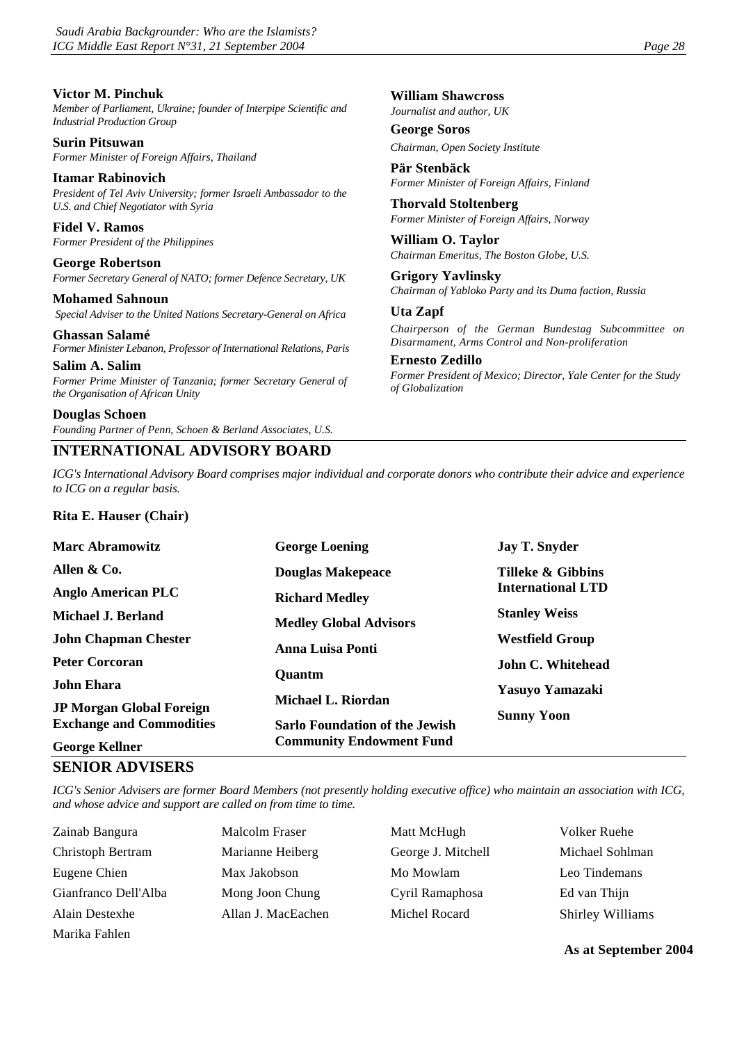**Victor M. Pinchuk**
*Member of Parliament, Ukraine; founder of Interpipe Scientific and Industrial Production Group*

**Surin Pitsuwan**
*Former Minister of Foreign Affairs, Thailand*

**Itamar Rabinovich**
*President of Tel Aviv University; former Israeli Ambassador to the U.S. and Chief Negotiator with Syria*

**Fidel V. Ramos**
*Former President of the Philippines*

**George Robertson**
*Former Secretary General of NATO; former Defence Secretary, UK*

**Mohamed Sahnoun**
*Special Adviser to the United Nations Secretary-General on Africa*

**Ghassan Salamé**
*Former Minister Lebanon, Professor of International Relations, Paris*

**Salim A. Salim**
*Former Prime Minister of Tanzania; former Secretary General of the Organisation of African Unity*

**Douglas Schoen**
*Founding Partner of Penn, Schoen & Berland Associates, U.S.*

**William Shawcross**
*Journalist and author, UK*

**George Soros**
*Chairman, Open Society Institute*

**Pär Stenbäck**
*Former Minister of Foreign Affairs, Finland*

**Thorvald Stoltenberg**
*Former Minister of Foreign Affairs, Norway*

**William O. Taylor**
*Chairman Emeritus, The Boston Globe, U.S.*

**Grigory Yavlinsky**
*Chairman of Yabloko Party and its Duma faction, Russia*

**Uta Zapf**
*Chairperson of the German Bundestag Subcommittee on Disarmament, Arms Control and Non-proliferation*

**Ernesto Zedillo**
*Former President of Mexico; Director, Yale Center for the Study of Globalization*

## INTERNATIONAL ADVISORY BOARD

*ICG's International Advisory Board comprises major individual and corporate donors who contribute their advice and experience to ICG on a regular basis.*

**Rita E. Hauser (Chair)**

**Marc Abramowitz**
**Allen & Co.**
**Anglo American PLC**
**Michael J. Berland**
**John Chapman Chester**
**Peter Corcoran**
**John Ehara**
**JP Morgan Global Foreign Exchange and Commodities**
**George Kellner**
**George Loening**
**Douglas Makepeace**
**Richard Medley**
**Medley Global Advisors**
**Anna Luisa Ponti**
**Quantm**
**Michael L. Riordan**
**Sarlo Foundation of the Jewish Community Endowment Fund**
**Jay T. Snyder**
**Tilleke & Gibbins International LTD**
**Stanley Weiss**
**Westfield Group**
**John C. Whitehead**
**Yasuyo Yamazaki**
**Sunny Yoon**

## SENIOR ADVISERS

*ICG's Senior Advisers are former Board Members (not presently holding executive office) who maintain an association with ICG, and whose advice and support are called on from time to time.*

Zainab Bangura
Christoph Bertram
Eugene Chien
Gianfranco Dell'Alba
Alain Destexhe
Marika Fahlen
Malcolm Fraser
Marianne Heiberg
Max Jakobson
Mong Joon Chung
Allan J. MacEachen
Matt McHugh
George J. Mitchell
Mo Mowlam
Cyril Ramaphosa
Michel Rocard
Volker Ruehe
Michael Sohlman
Leo Tindemans
Ed van Thijn
Shirley Williams

**As at September 2004**